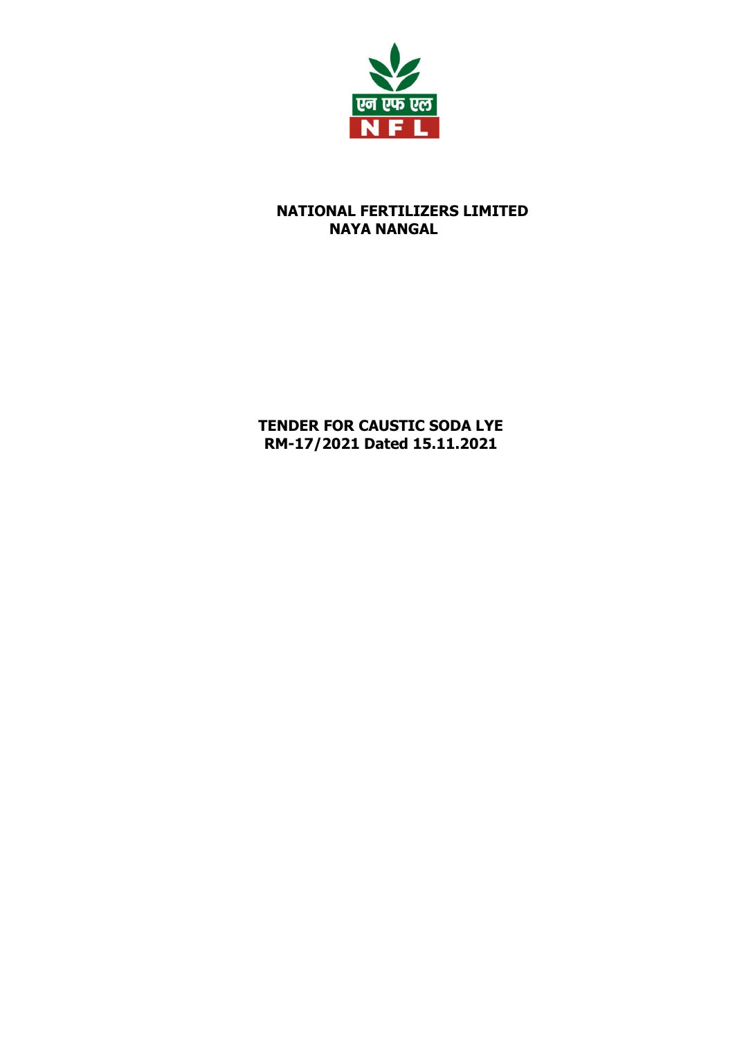# NATIONAL FERTILIZERS LIMITED
## NAYA NANGAL

## TENDER FOR CAUSTIC SODA LYE
## RM-17/2021 Dated 15.11.2021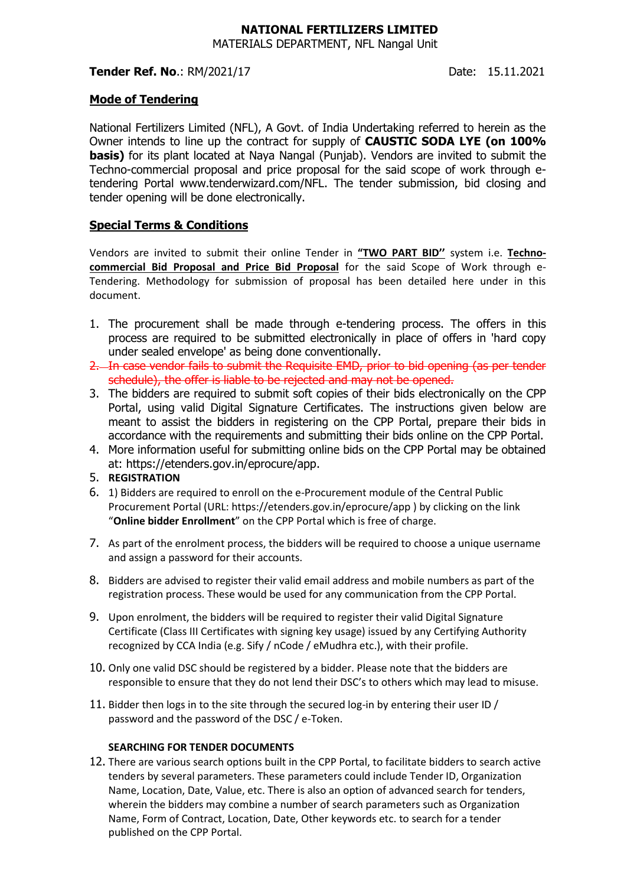**NATIONAL FERTILIZERS LIMITED**
MATERIALS DEPARTMENT, NFL Nangal Unit

**Tender Ref. No**.: RM/2021/17 Date: 15.11.2021

## Mode of Tendering

National Fertilizers Limited (NFL), A Govt. of India Undertaking referred to herein as the Owner intends to line up the contract for supply of **CAUSTIC SODA LYE (on 100% basis)** for its plant located at Naya Nangal (Punjab). Vendors are invited to submit the Techno-commercial proposal and price proposal for the said scope of work through e-tendering Portal www.tenderwizard.com/NFL. The tender submission, bid closing and tender opening will be done electronically.

## Special Terms & Conditions

Vendors are invited to submit their online Tender in **"TWO PART BID"** system i.e. **Techno-commercial Bid Proposal and Price Bid Proposal** for the said Scope of Work through e-Tendering. Methodology for submission of proposal has been detailed here under in this document.

1. The procurement shall be made through e-tendering process. The offers in this process are required to be submitted electronically in place of offers in 'hard copy under sealed envelope' as being done conventionally.
2. ~~In case vendor fails to submit the Requisite EMD, prior to bid opening (as per tender schedule), the offer is liable to be rejected and may not be opened.~~
3. The bidders are required to submit soft copies of their bids electronically on the CPP Portal, using valid Digital Signature Certificates. The instructions given below are meant to assist the bidders in registering on the CPP Portal, prepare their bids in accordance with the requirements and submitting their bids online on the CPP Portal.
4. More information useful for submitting online bids on the CPP Portal may be obtained at: https://etenders.gov.in/eprocure/app.
5. **REGISTRATION**
6. 1) Bidders are required to enroll on the e-Procurement module of the Central Public Procurement Portal (URL: https://etenders.gov.in/eprocure/app ) by clicking on the link "**Online bidder Enrollment**" on the CPP Portal which is free of charge.
7. As part of the enrolment process, the bidders will be required to choose a unique username and assign a password for their accounts.
8. Bidders are advised to register their valid email address and mobile numbers as part of the registration process. These would be used for any communication from the CPP Portal.
9. Upon enrolment, the bidders will be required to register their valid Digital Signature Certificate (Class III Certificates with signing key usage) issued by any Certifying Authority recognized by CCA India (e.g. Sify / nCode / eMudhra etc.), with their profile.
10. Only one valid DSC should be registered by a bidder. Please note that the bidders are responsible to ensure that they do not lend their DSC's to others which may lead to misuse.
11. Bidder then logs in to the site through the secured log-in by entering their user ID / password and the password of the DSC / e-Token.

**SEARCHING FOR TENDER DOCUMENTS**

12. There are various search options built in the CPP Portal, to facilitate bidders to search active tenders by several parameters. These parameters could include Tender ID, Organization Name, Location, Date, Value, etc. There is also an option of advanced search for tenders, wherein the bidders may combine a number of search parameters such as Organization Name, Form of Contract, Location, Date, Other keywords etc. to search for a tender published on the CPP Portal.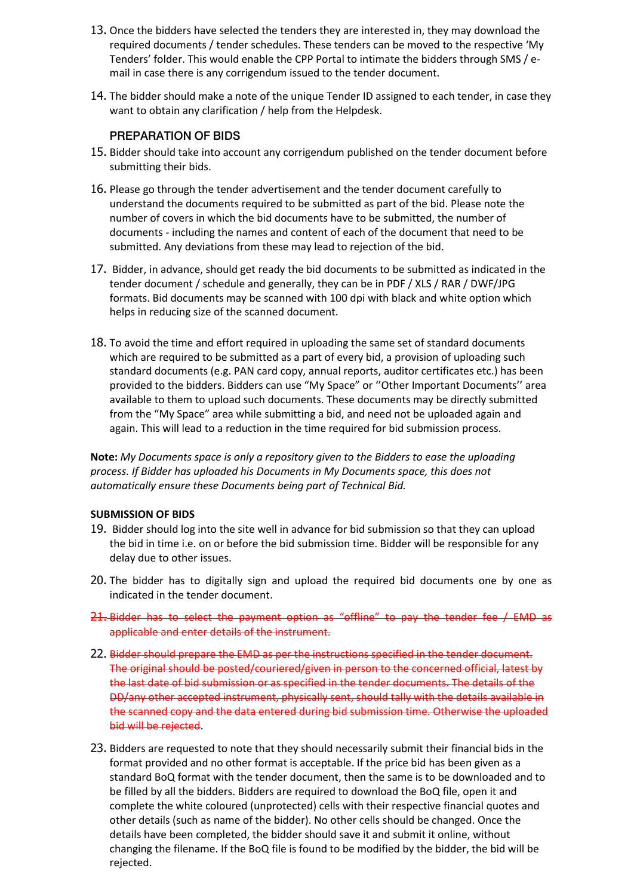13. Once the bidders have selected the tenders they are interested in, they may download the required documents / tender schedules. These tenders can be moved to the respective 'My Tenders' folder. This would enable the CPP Portal to intimate the bidders through SMS / e-mail in case there is any corrigendum issued to the tender document.

14. The bidder should make a note of the unique Tender ID assigned to each tender, in case they want to obtain any clarification / help from the Helpdesk.

### PREPARATION OF BIDS

15. Bidder should take into account any corrigendum published on the tender document before submitting their bids.

16. Please go through the tender advertisement and the tender document carefully to understand the documents required to be submitted as part of the bid. Please note the number of covers in which the bid documents have to be submitted, the number of documents - including the names and content of each of the document that need to be submitted. Any deviations from these may lead to rejection of the bid.

17. Bidder, in advance, should get ready the bid documents to be submitted as indicated in the tender document / schedule and generally, they can be in PDF / XLS / RAR / DWF/JPG formats. Bid documents may be scanned with 100 dpi with black and white option which helps in reducing size of the scanned document.

18. To avoid the time and effort required in uploading the same set of standard documents which are required to be submitted as a part of every bid, a provision of uploading such standard documents (e.g. PAN card copy, annual reports, auditor certificates etc.) has been provided to the bidders. Bidders can use "My Space" or ''Other Important Documents'' area available to them to upload such documents. These documents may be directly submitted from the "My Space" area while submitting a bid, and need not be uploaded again and again. This will lead to a reduction in the time required for bid submission process.

**Note:** *My Documents space is only a repository given to the Bidders to ease the uploading process. If Bidder has uploaded his Documents in My Documents space, this does not automatically ensure these Documents being part of Technical Bid.*

**SUBMISSION OF BIDS**

19. Bidder should log into the site well in advance for bid submission so that they can upload the bid in time i.e. on or before the bid submission time. Bidder will be responsible for any delay due to other issues.

20. The bidder has to digitally sign and upload the required bid documents one by one as indicated in the tender document.

21. ~~Bidder has to select the payment option as "offline" to pay the tender fee / EMD as applicable and enter details of the instrument.~~

22. ~~Bidder should prepare the EMD as per the instructions specified in the tender document. The original should be posted/couriered/given in person to the concerned official, latest by the last date of bid submission or as specified in the tender documents. The details of the DD/any other accepted instrument, physically sent, should tally with the details available in the scanned copy and the data entered during bid submission time. Otherwise the uploaded bid will be rejected~~.

23. Bidders are requested to note that they should necessarily submit their financial bids in the format provided and no other format is acceptable. If the price bid has been given as a standard BoQ format with the tender document, then the same is to be downloaded and to be filled by all the bidders. Bidders are required to download the BoQ file, open it and complete the white coloured (unprotected) cells with their respective financial quotes and other details (such as name of the bidder). No other cells should be changed. Once the details have been completed, the bidder should save it and submit it online, without changing the filename. If the BoQ file is found to be modified by the bidder, the bid will be rejected.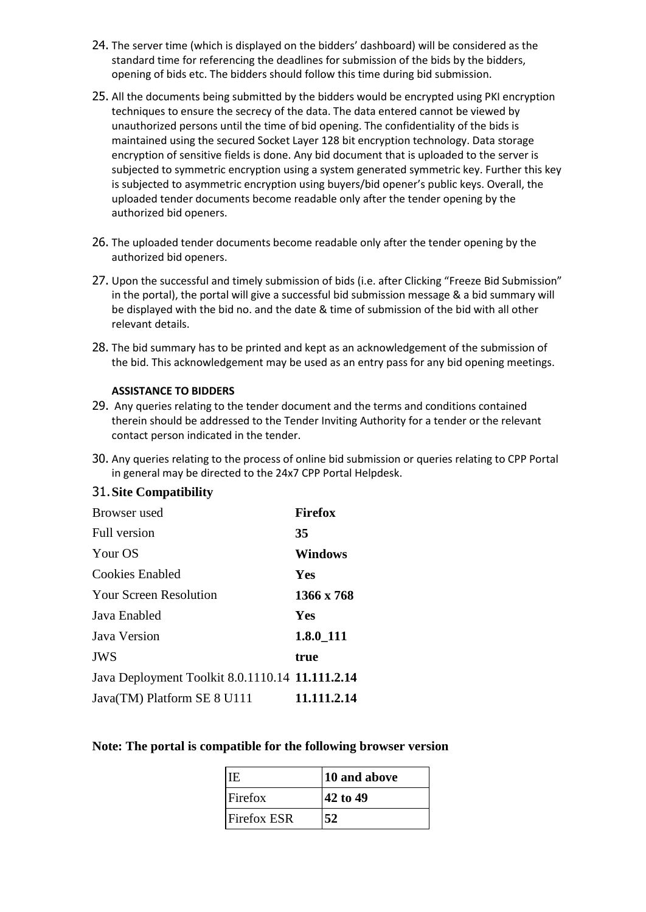24. The server time (which is displayed on the bidders' dashboard) will be considered as the standard time for referencing the deadlines for submission of the bids by the bidders, opening of bids etc. The bidders should follow this time during bid submission.

25. All the documents being submitted by the bidders would be encrypted using PKI encryption techniques to ensure the secrecy of the data. The data entered cannot be viewed by unauthorized persons until the time of bid opening. The confidentiality of the bids is maintained using the secured Socket Layer 128 bit encryption technology. Data storage encryption of sensitive fields is done. Any bid document that is uploaded to the server is subjected to symmetric encryption using a system generated symmetric key. Further this key is subjected to asymmetric encryption using buyers/bid opener's public keys. Overall, the uploaded tender documents become readable only after the tender opening by the authorized bid openers.

26. The uploaded tender documents become readable only after the tender opening by the authorized bid openers.

27. Upon the successful and timely submission of bids (i.e. after Clicking "Freeze Bid Submission" in the portal), the portal will give a successful bid submission message & a bid summary will be displayed with the bid no. and the date & time of submission of the bid with all other relevant details.

28. The bid summary has to be printed and kept as an acknowledgement of the submission of the bid. This acknowledgement may be used as an entry pass for any bid opening meetings.

**ASSISTANCE TO BIDDERS**

29. Any queries relating to the tender document and the terms and conditions contained therein should be addressed to the Tender Inviting Authority for a tender or the relevant contact person indicated in the tender.

30. Any queries relating to the process of online bid submission or queries relating to CPP Portal in general may be directed to the 24x7 CPP Portal Helpdesk.

31. **Site Compatibility**

| | |
|---|---|
| Browser used | **Firefox** |
| Full version | **35** |
| Your OS | **Windows** |
| Cookies Enabled | **Yes** |
| Your Screen Resolution | **1366 x 768** |
| Java Enabled | **Yes** |
| Java Version | **1.8.0_111** |
| JWS | **true** |
| Java Deployment Toolkit 8.0.1110.14 | **11.111.2.14** |
| Java(TM) Platform SE 8 U111 | **11.111.2.14** |

**Note: The portal is compatible for the following browser version**

| | |
|---|---|
| IE | **10 and above** |
| Firefox | **42 to 49** |
| Firefox ESR | **52** |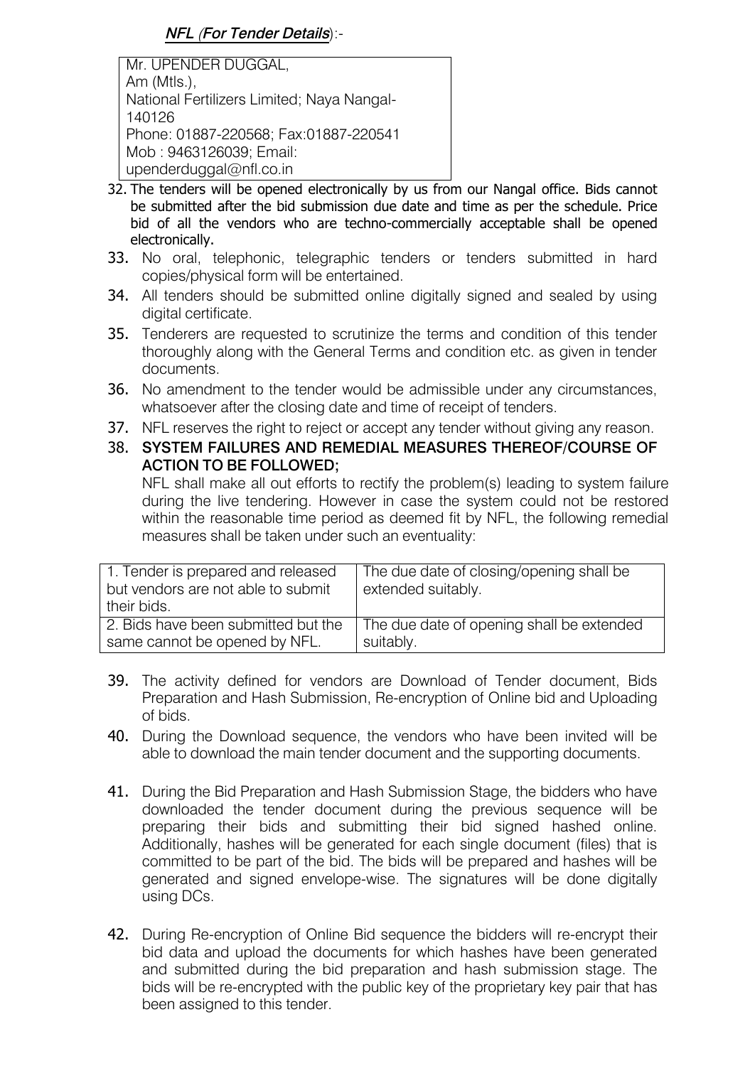***NFL (For Tender Details)***:-

| Mr. UPENDER DUGGAL, Am (Mtls.), National Fertilizers Limited; Naya Nangal-140126 Phone: 01887-220568; Fax:01887-220541 Mob : 9463126039; Email: upenderduggal@nfl.co.in |
|---|

32. The tenders will be opened electronically by us from our Nangal office. Bids cannot be submitted after the bid submission due date and time as per the schedule. Price bid of all the vendors who are techno-commercially acceptable shall be opened electronically.
33. No oral, telephonic, telegraphic tenders or tenders submitted in hard copies/physical form will be entertained.
34. All tenders should be submitted online digitally signed and sealed by using digital certificate.
35. Tenderers are requested to scrutinize the terms and condition of this tender thoroughly along with the General Terms and condition etc. as given in tender documents.
36. No amendment to the tender would be admissible under any circumstances, whatsoever after the closing date and time of receipt of tenders.
37. NFL reserves the right to reject or accept any tender without giving any reason.
38. **SYSTEM FAILURES AND REMEDIAL MEASURES THEREOF/COURSE OF ACTION TO BE FOLLOWED;**

    NFL shall make all out efforts to rectify the problem(s) leading to system failure during the live tendering. However in case the system could not be restored within the reasonable time period as deemed fit by NFL, the following remedial measures shall be taken under such an eventuality:

| | |
|---|---|
| 1. Tender is prepared and released but vendors are not able to submit their bids. | The due date of closing/opening shall be extended suitably. |
| 2. Bids have been submitted but the same cannot be opened by NFL. | The due date of opening shall be extended suitably. |

39. The activity defined for vendors are Download of Tender document, Bids Preparation and Hash Submission, Re-encryption of Online bid and Uploading of bids.
40. During the Download sequence, the vendors who have been invited will be able to download the main tender document and the supporting documents.
41. During the Bid Preparation and Hash Submission Stage, the bidders who have downloaded the tender document during the previous sequence will be preparing their bids and submitting their bid signed hashed online. Additionally, hashes will be generated for each single document (files) that is committed to be part of the bid. The bids will be prepared and hashes will be generated and signed envelope-wise. The signatures will be done digitally using DCs.
42. During Re-encryption of Online Bid sequence the bidders will re-encrypt their bid data and upload the documents for which hashes have been generated and submitted during the bid preparation and hash submission stage. The bids will be re-encrypted with the public key of the proprietary key pair that has been assigned to this tender.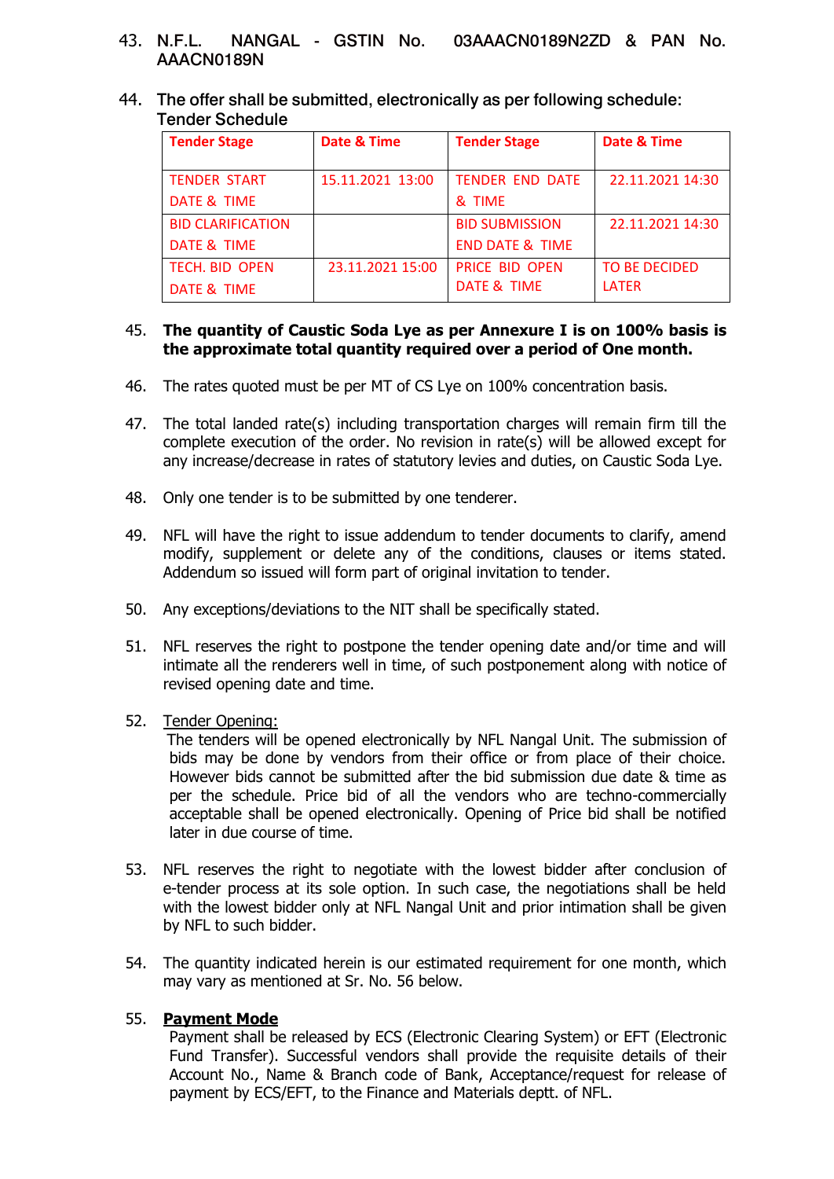43. N.F.L. NANGAL - GSTIN No. 03AAACN0189N2ZD & PAN No. AAACN0189N

44. The offer shall be submitted, electronically as per following schedule:
Tender Schedule

| Tender Stage | Date & Time | Tender Stage | Date & Time |
|---|---|---|---|
| TENDER START DATE & TIME | 15.11.2021 13:00 | TENDER END DATE & TIME | 22.11.2021 14:30 |
| BID CLARIFICATION DATE & TIME | | BID SUBMISSION END DATE & TIME | 22.11.2021 14:30 |
| TECH. BID OPEN DATE & TIME | 23.11.2021 15:00 | PRICE BID OPEN DATE & TIME | TO BE DECIDED LATER |

45. **The quantity of Caustic Soda Lye as per Annexure I is on 100% basis is the approximate total quantity required over a period of One month.**

46. The rates quoted must be per MT of CS Lye on 100% concentration basis.

47. The total landed rate(s) including transportation charges will remain firm till the complete execution of the order. No revision in rate(s) will be allowed except for any increase/decrease in rates of statutory levies and duties, on Caustic Soda Lye.

48. Only one tender is to be submitted by one tenderer.

49. NFL will have the right to issue addendum to tender documents to clarify, amend modify, supplement or delete any of the conditions, clauses or items stated. Addendum so issued will form part of original invitation to tender.

50. Any exceptions/deviations to the NIT shall be specifically stated.

51. NFL reserves the right to postpone the tender opening date and/or time and will intimate all the renderers well in time, of such postponement along with notice of revised opening date and time.

52. <u>Tender Opening:</u>
The tenders will be opened electronically by NFL Nangal Unit. The submission of bids may be done by vendors from their office or from place of their choice. However bids cannot be submitted after the bid submission due date & time as per the schedule. Price bid of all the vendors who are techno-commercially acceptable shall be opened electronically. Opening of Price bid shall be notified later in due course of time.

53. NFL reserves the right to negotiate with the lowest bidder after conclusion of e-tender process at its sole option. In such case, the negotiations shall be held with the lowest bidder only at NFL Nangal Unit and prior intimation shall be given by NFL to such bidder.

54. The quantity indicated herein is our estimated requirement for one month, which may vary as mentioned at Sr. No. 56 below.

55. **<u>Payment Mode</u>**
Payment shall be released by ECS (Electronic Clearing System) or EFT (Electronic Fund Transfer). Successful vendors shall provide the requisite details of their Account No., Name & Branch code of Bank, Acceptance/request for release of payment by ECS/EFT, to the Finance and Materials deptt. of NFL.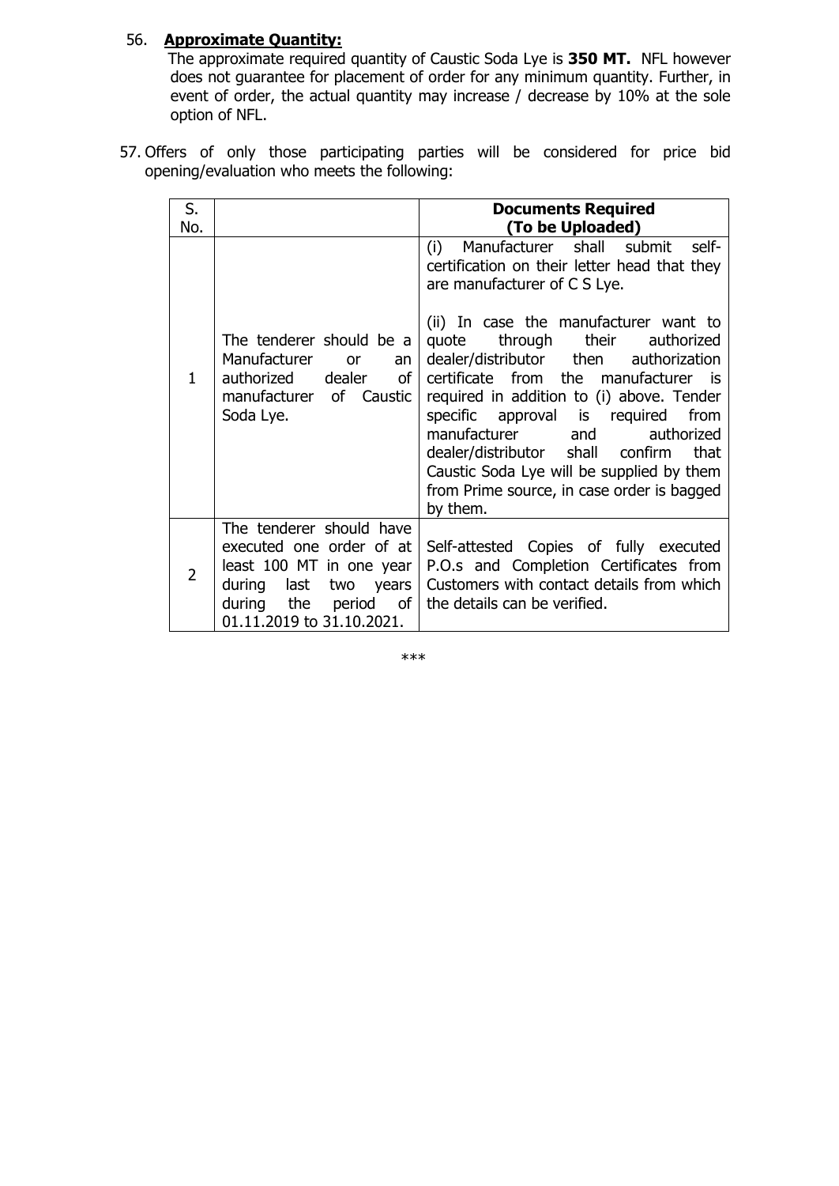56. **Approximate Quantity:**
The approximate required quantity of Caustic Soda Lye is **350 MT.** NFL however does not guarantee for placement of order for any minimum quantity. Further, in event of order, the actual quantity may increase / decrease by 10% at the sole option of NFL.

57. Offers of only those participating parties will be considered for price bid opening/evaluation who meets the following:

| S. No. | | **Documents Required (To be Uploaded)** |
|---|---|---|
| 1 | The tenderer should be a Manufacturer or an authorized dealer of manufacturer of Caustic Soda Lye. | (i) Manufacturer shall submit self-certification on their letter head that they are manufacturer of C S Lye.<br><br>(ii) In case the manufacturer want to quote through their authorized dealer/distributor then authorization certificate from the manufacturer is required in addition to (i) above. Tender specific approval is required from manufacturer and authorized dealer/distributor shall confirm that Caustic Soda Lye will be supplied by them from Prime source, in case order is bagged by them. |
| 2 | The tenderer should have executed one order of at least 100 MT in one year during last two years during the period of 01.11.2019 to 31.10.2021. | Self-attested Copies of fully executed P.O.s and Completion Certificates from Customers with contact details from which the details can be verified. |

***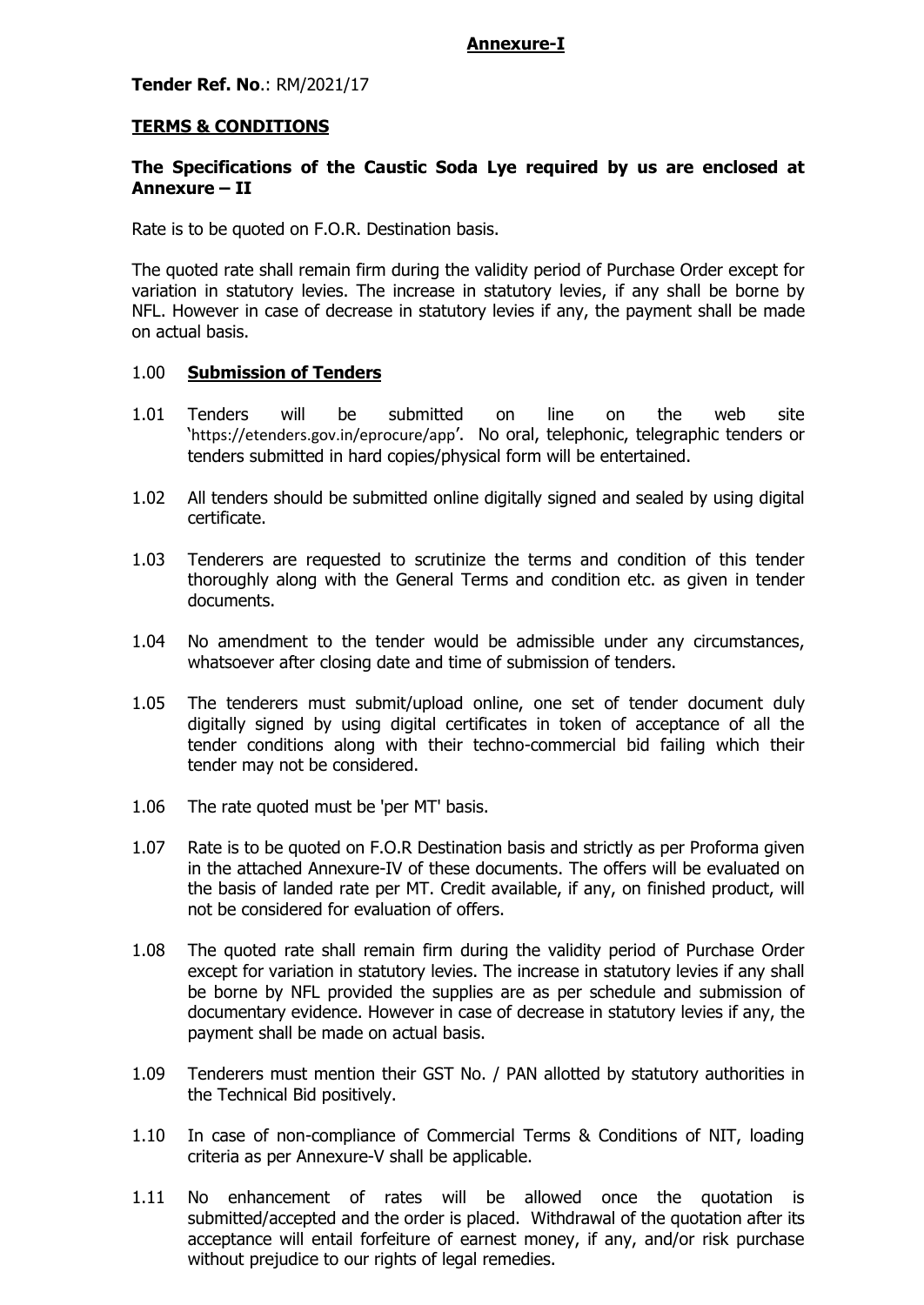**Annexure-I**

**Tender Ref. No**.: RM/2021/17

**TERMS & CONDITIONS**

**The Specifications of the Caustic Soda Lye required by us are enclosed at Annexure – II**

Rate is to be quoted on F.O.R. Destination basis.

The quoted rate shall remain firm during the validity period of Purchase Order except for variation in statutory levies. The increase in statutory levies, if any shall be borne by NFL. However in case of decrease in statutory levies if any, the payment shall be made on actual basis.

1.00 **Submission of Tenders**

1.01 Tenders will be submitted on line on the web site 'https://etenders.gov.in/eprocure/app'. No oral, telephonic, telegraphic tenders or tenders submitted in hard copies/physical form will be entertained.

1.02 All tenders should be submitted online digitally signed and sealed by using digital certificate.

1.03 Tenderers are requested to scrutinize the terms and condition of this tender thoroughly along with the General Terms and condition etc. as given in tender documents.

1.04 No amendment to the tender would be admissible under any circumstances, whatsoever after closing date and time of submission of tenders.

1.05 The tenderers must submit/upload online, one set of tender document duly digitally signed by using digital certificates in token of acceptance of all the tender conditions along with their techno-commercial bid failing which their tender may not be considered.

1.06 The rate quoted must be 'per MT' basis.

1.07 Rate is to be quoted on F.O.R Destination basis and strictly as per Proforma given in the attached Annexure-IV of these documents. The offers will be evaluated on the basis of landed rate per MT. Credit available, if any, on finished product, will not be considered for evaluation of offers.

1.08 The quoted rate shall remain firm during the validity period of Purchase Order except for variation in statutory levies. The increase in statutory levies if any shall be borne by NFL provided the supplies are as per schedule and submission of documentary evidence. However in case of decrease in statutory levies if any, the payment shall be made on actual basis.

1.09 Tenderers must mention their GST No. / PAN allotted by statutory authorities in the Technical Bid positively.

1.10 In case of non-compliance of Commercial Terms & Conditions of NIT, loading criteria as per Annexure-V shall be applicable.

1.11 No enhancement of rates will be allowed once the quotation is submitted/accepted and the order is placed. Withdrawal of the quotation after its acceptance will entail forfeiture of earnest money, if any, and/or risk purchase without prejudice to our rights of legal remedies.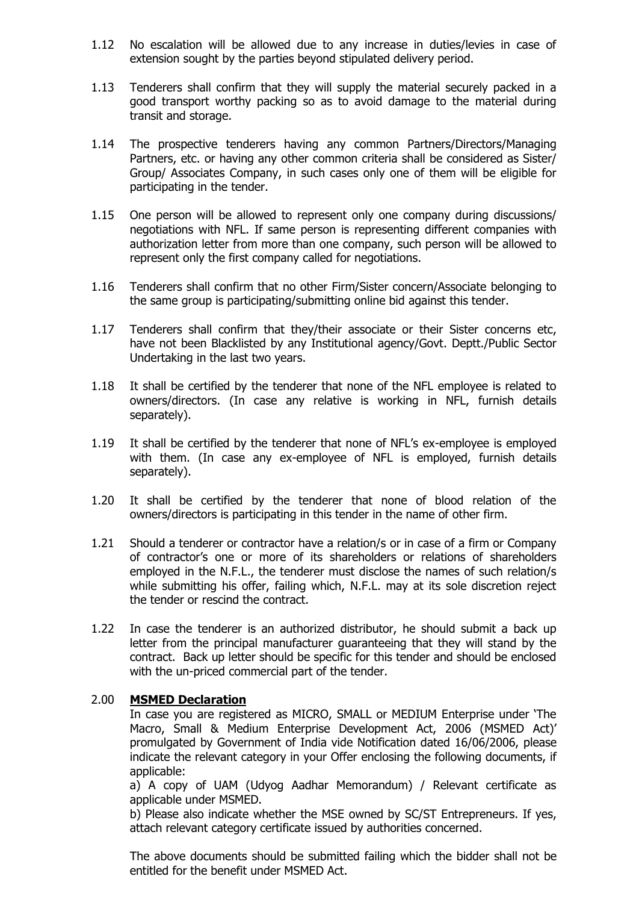1.12 No escalation will be allowed due to any increase in duties/levies in case of extension sought by the parties beyond stipulated delivery period.

1.13 Tenderers shall confirm that they will supply the material securely packed in a good transport worthy packing so as to avoid damage to the material during transit and storage.

1.14 The prospective tenderers having any common Partners/Directors/Managing Partners, etc. or having any other common criteria shall be considered as Sister/ Group/ Associates Company, in such cases only one of them will be eligible for participating in the tender.

1.15 One person will be allowed to represent only one company during discussions/ negotiations with NFL. If same person is representing different companies with authorization letter from more than one company, such person will be allowed to represent only the first company called for negotiations.

1.16 Tenderers shall confirm that no other Firm/Sister concern/Associate belonging to the same group is participating/submitting online bid against this tender.

1.17 Tenderers shall confirm that they/their associate or their Sister concerns etc, have not been Blacklisted by any Institutional agency/Govt. Deptt./Public Sector Undertaking in the last two years.

1.18 It shall be certified by the tenderer that none of the NFL employee is related to owners/directors. (In case any relative is working in NFL, furnish details separately).

1.19 It shall be certified by the tenderer that none of NFL's ex-employee is employed with them. (In case any ex-employee of NFL is employed, furnish details separately).

1.20 It shall be certified by the tenderer that none of blood relation of the owners/directors is participating in this tender in the name of other firm.

1.21 Should a tenderer or contractor have a relation/s or in case of a firm or Company of contractor's one or more of its shareholders or relations of shareholders employed in the N.F.L., the tenderer must disclose the names of such relation/s while submitting his offer, failing which, N.F.L. may at its sole discretion reject the tender or rescind the contract.

1.22 In case the tenderer is an authorized distributor, he should submit a back up letter from the principal manufacturer guaranteeing that they will stand by the contract. Back up letter should be specific for this tender and should be enclosed with the un-priced commercial part of the tender.

2.00 **MSMED Declaration**

In case you are registered as MICRO, SMALL or MEDIUM Enterprise under 'The Macro, Small & Medium Enterprise Development Act, 2006 (MSMED Act)' promulgated by Government of India vide Notification dated 16/06/2006, please indicate the relevant category in your Offer enclosing the following documents, if applicable:

a) A copy of UAM (Udyog Aadhar Memorandum) / Relevant certificate as applicable under MSMED.

b) Please also indicate whether the MSE owned by SC/ST Entrepreneurs. If yes, attach relevant category certificate issued by authorities concerned.

The above documents should be submitted failing which the bidder shall not be entitled for the benefit under MSMED Act.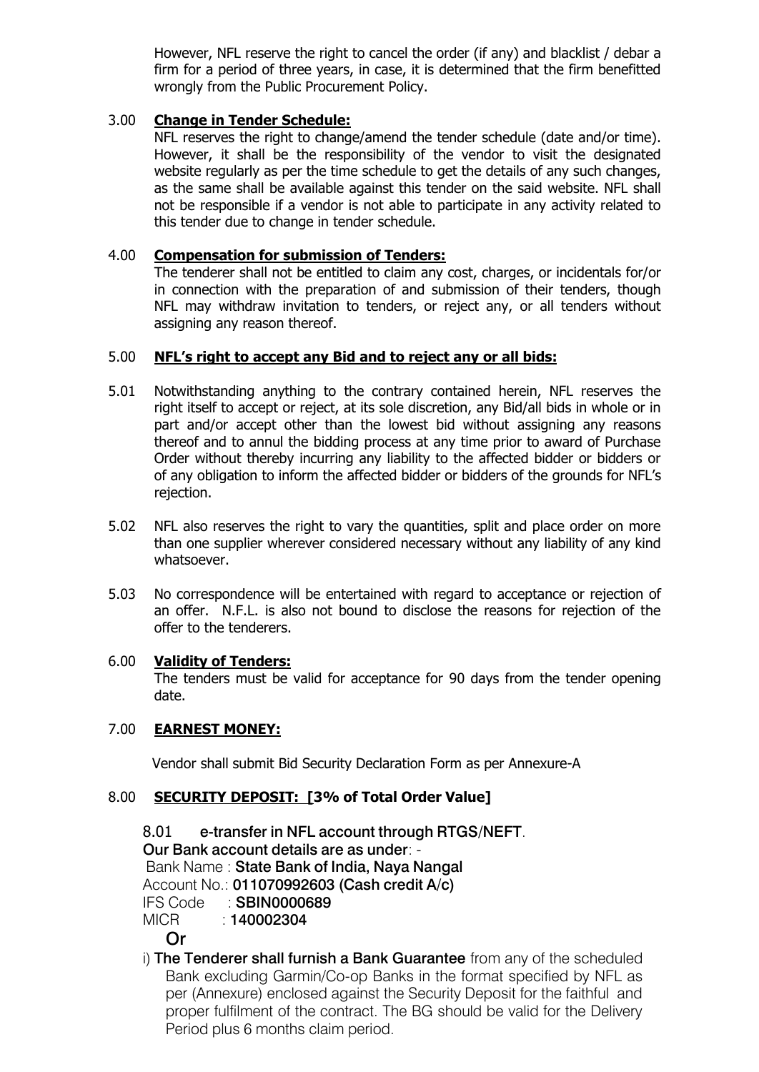However, NFL reserve the right to cancel the order (if any) and blacklist / debar a firm for a period of three years, in case, it is determined that the firm benefitted wrongly from the Public Procurement Policy.

3.00 **Change in Tender Schedule:**

NFL reserves the right to change/amend the tender schedule (date and/or time). However, it shall be the responsibility of the vendor to visit the designated website regularly as per the time schedule to get the details of any such changes, as the same shall be available against this tender on the said website. NFL shall not be responsible if a vendor is not able to participate in any activity related to this tender due to change in tender schedule.

4.00 **Compensation for submission of Tenders:**

The tenderer shall not be entitled to claim any cost, charges, or incidentals for/or in connection with the preparation of and submission of their tenders, though NFL may withdraw invitation to tenders, or reject any, or all tenders without assigning any reason thereof.

5.00 **NFL's right to accept any Bid and to reject any or all bids:**

5.01 Notwithstanding anything to the contrary contained herein, NFL reserves the right itself to accept or reject, at its sole discretion, any Bid/all bids in whole or in part and/or accept other than the lowest bid without assigning any reasons thereof and to annul the bidding process at any time prior to award of Purchase Order without thereby incurring any liability to the affected bidder or bidders or of any obligation to inform the affected bidder or bidders of the grounds for NFL's rejection.

5.02 NFL also reserves the right to vary the quantities, split and place order on more than one supplier wherever considered necessary without any liability of any kind whatsoever.

5.03 No correspondence will be entertained with regard to acceptance or rejection of an offer. N.F.L. is also not bound to disclose the reasons for rejection of the offer to the tenderers.

6.00 **Validity of Tenders:**

The tenders must be valid for acceptance for 90 days from the tender opening date.

7.00 **EARNEST MONEY:**

Vendor shall submit Bid Security Declaration Form as per Annexure-A

8.00 **SECURITY DEPOSIT: [3% of Total Order Value]**

8.01 **e-transfer in NFL account through RTGS/NEFT**.

**Our Bank account details are as under**: -

Bank Name : **State Bank of India, Naya Nangal**
Account No.: **011070992603 (Cash credit A/c)**
IFS Code : **SBIN0000689**
MICR : **140002304**

**Or**

i) **The Tenderer shall furnish a Bank Guarantee** from any of the scheduled Bank excluding Garmin/Co-op Banks in the format specified by NFL as per (Annexure) enclosed against the Security Deposit for the faithful and proper fulfilment of the contract. The BG should be valid for the Delivery Period plus 6 months claim period.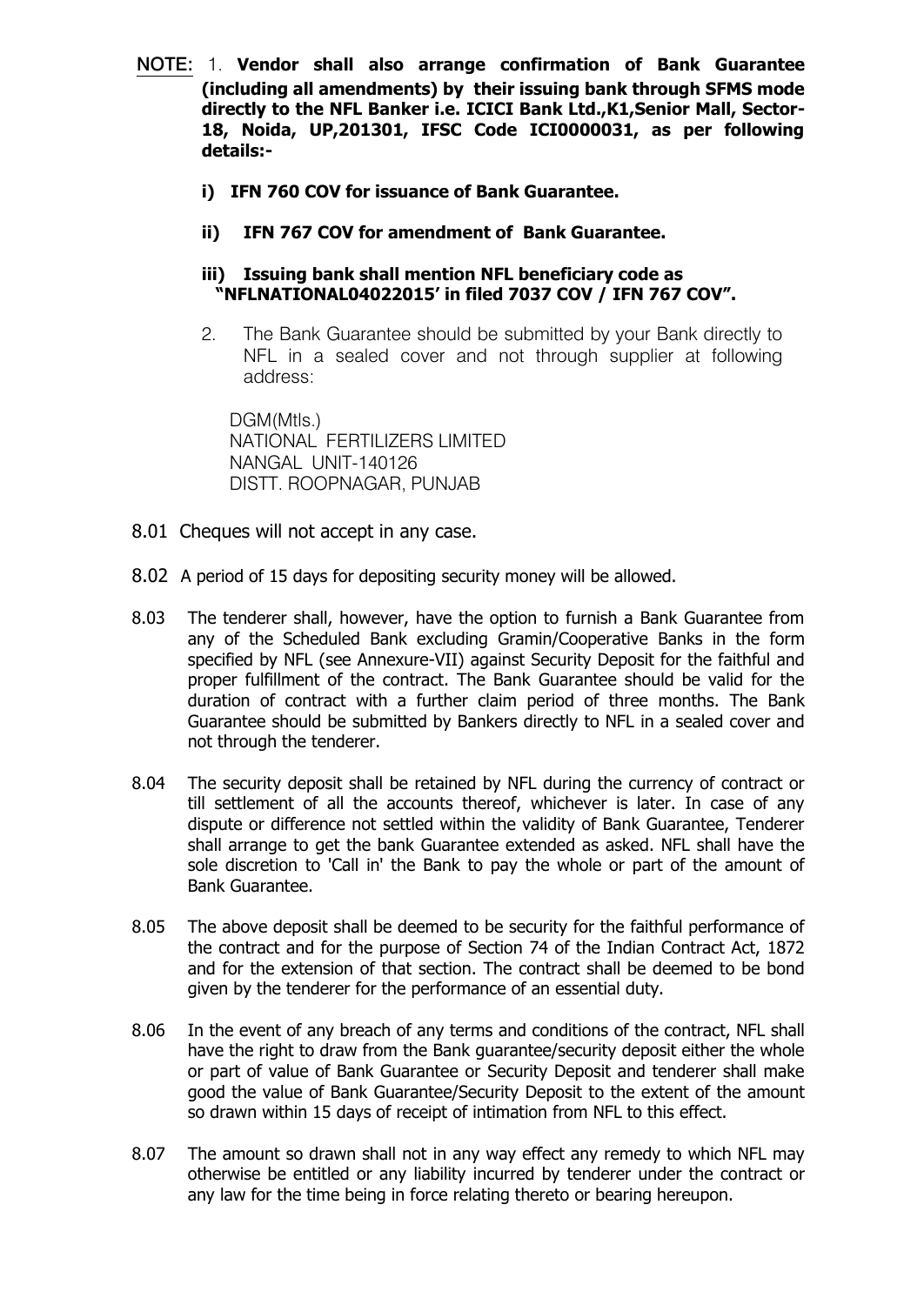NOTE: 1. **Vendor shall also arrange confirmation of Bank Guarantee (including all amendments) by their issuing bank through SFMS mode directly to the NFL Banker i.e. ICICI Bank Ltd.,K1,Senior Mall, Sector-18, Noida, UP,201301, IFSC Code ICI0000031, as per following details:-**

**i) IFN 760 COV for issuance of Bank Guarantee.**

**ii) IFN 767 COV for amendment of Bank Guarantee.**

**iii) Issuing bank shall mention NFL beneficiary code as "NFLNATIONAL04022015' in filed 7037 COV / IFN 767 COV".**

2. The Bank Guarantee should be submitted by your Bank directly to NFL in a sealed cover and not through supplier at following address:

DGM(Mtls.)
NATIONAL FERTILIZERS LIMITED
NANGAL UNIT-140126
DISTT. ROOPNAGAR, PUNJAB

8.01 Cheques will not accept in any case.

8.02 A period of 15 days for depositing security money will be allowed.

8.03 The tenderer shall, however, have the option to furnish a Bank Guarantee from any of the Scheduled Bank excluding Gramin/Cooperative Banks in the form specified by NFL (see Annexure-VII) against Security Deposit for the faithful and proper fulfillment of the contract. The Bank Guarantee should be valid for the duration of contract with a further claim period of three months. The Bank Guarantee should be submitted by Bankers directly to NFL in a sealed cover and not through the tenderer.

8.04 The security deposit shall be retained by NFL during the currency of contract or till settlement of all the accounts thereof, whichever is later. In case of any dispute or difference not settled within the validity of Bank Guarantee, Tenderer shall arrange to get the bank Guarantee extended as asked. NFL shall have the sole discretion to 'Call in' the Bank to pay the whole or part of the amount of Bank Guarantee.

8.05 The above deposit shall be deemed to be security for the faithful performance of the contract and for the purpose of Section 74 of the Indian Contract Act, 1872 and for the extension of that section. The contract shall be deemed to be bond given by the tenderer for the performance of an essential duty.

8.06 In the event of any breach of any terms and conditions of the contract, NFL shall have the right to draw from the Bank guarantee/security deposit either the whole or part of value of Bank Guarantee or Security Deposit and tenderer shall make good the value of Bank Guarantee/Security Deposit to the extent of the amount so drawn within 15 days of receipt of intimation from NFL to this effect.

8.07 The amount so drawn shall not in any way effect any remedy to which NFL may otherwise be entitled or any liability incurred by tenderer under the contract or any law for the time being in force relating thereto or bearing hereupon.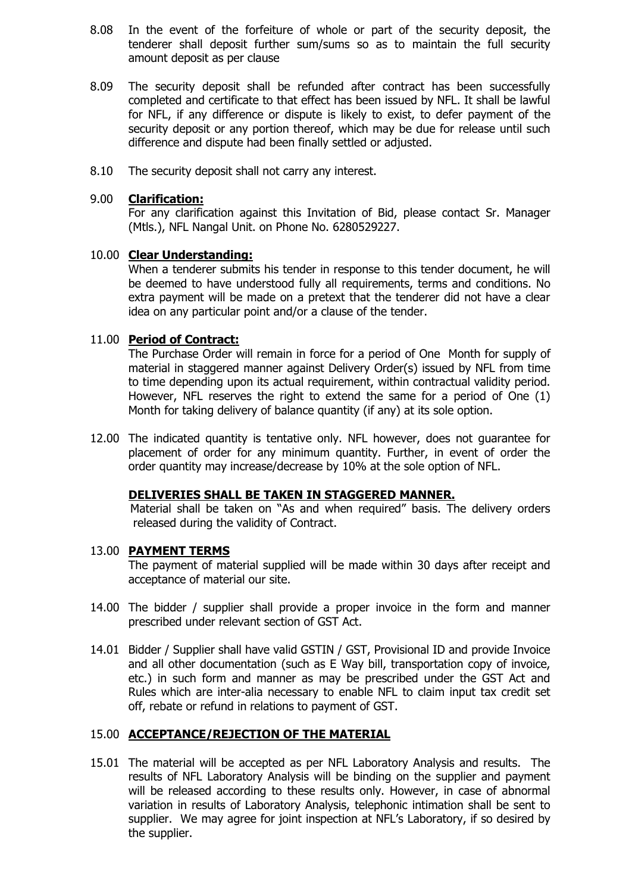8.08 In the event of the forfeiture of whole or part of the security deposit, the tenderer shall deposit further sum/sums so as to maintain the full security amount deposit as per clause

8.09 The security deposit shall be refunded after contract has been successfully completed and certificate to that effect has been issued by NFL. It shall be lawful for NFL, if any difference or dispute is likely to exist, to defer payment of the security deposit or any portion thereof, which may be due for release until such difference and dispute had been finally settled or adjusted.

8.10 The security deposit shall not carry any interest.

9.00 **Clarification:**

For any clarification against this Invitation of Bid, please contact Sr. Manager (Mtls.), NFL Nangal Unit. on Phone No. 6280529227.

10.00 **Clear Understanding:**

When a tenderer submits his tender in response to this tender document, he will be deemed to have understood fully all requirements, terms and conditions. No extra payment will be made on a pretext that the tenderer did not have a clear idea on any particular point and/or a clause of the tender.

11.00 **Period of Contract:**

The Purchase Order will remain in force for a period of One Month for supply of material in staggered manner against Delivery Order(s) issued by NFL from time to time depending upon its actual requirement, within contractual validity period. However, NFL reserves the right to extend the same for a period of One (1) Month for taking delivery of balance quantity (if any) at its sole option.

12.00 The indicated quantity is tentative only. NFL however, does not guarantee for placement of order for any minimum quantity. Further, in event of order the order quantity may increase/decrease by 10% at the sole option of NFL.

**DELIVERIES SHALL BE TAKEN IN STAGGERED MANNER.**

Material shall be taken on "As and when required" basis. The delivery orders released during the validity of Contract.

13.00 **PAYMENT TERMS**

The payment of material supplied will be made within 30 days after receipt and acceptance of material our site.

14.00 The bidder / supplier shall provide a proper invoice in the form and manner prescribed under relevant section of GST Act.

14.01 Bidder / Supplier shall have valid GSTIN / GST, Provisional ID and provide Invoice and all other documentation (such as E Way bill, transportation copy of invoice, etc.) in such form and manner as may be prescribed under the GST Act and Rules which are inter-alia necessary to enable NFL to claim input tax credit set off, rebate or refund in relations to payment of GST.

15.00 **ACCEPTANCE/REJECTION OF THE MATERIAL**

15.01 The material will be accepted as per NFL Laboratory Analysis and results. The results of NFL Laboratory Analysis will be binding on the supplier and payment will be released according to these results only. However, in case of abnormal variation in results of Laboratory Analysis, telephonic intimation shall be sent to supplier. We may agree for joint inspection at NFL's Laboratory, if so desired by the supplier.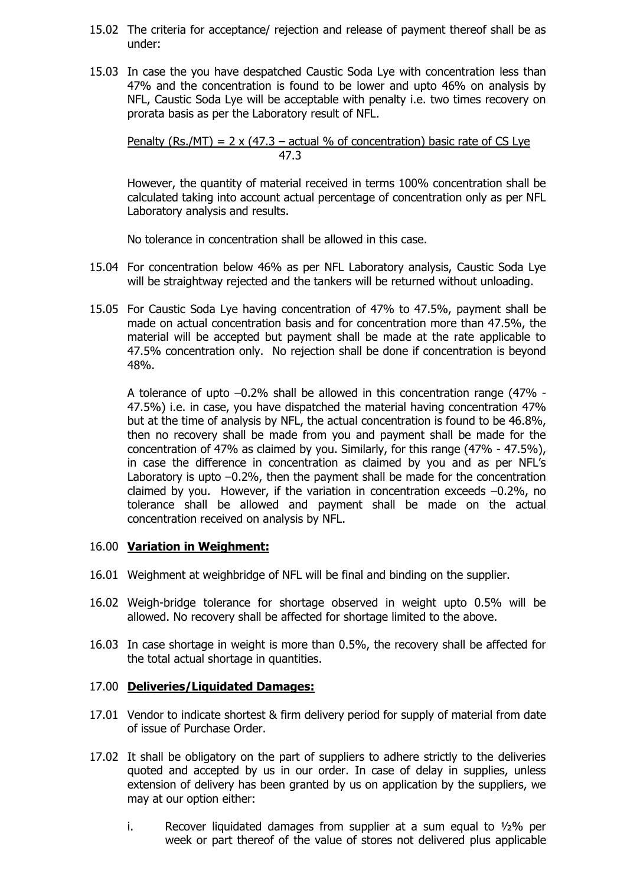15.02 The criteria for acceptance/ rejection and release of payment thereof shall be as under:

15.03 In case the you have despatched Caustic Soda Lye with concentration less than 47% and the concentration is found to be lower and upto 46% on analysis by NFL, Caustic Soda Lye will be acceptable with penalty i.e. two times recovery on prorata basis as per the Laboratory result of NFL.

$$\text{Penalty (Rs./MT)} = 2 \times \frac{(47.3 - \text{actual \% of concentration}) \text{ basic rate of CS Lye}}{47.3}$$

However, the quantity of material received in terms 100% concentration shall be calculated taking into account actual percentage of concentration only as per NFL Laboratory analysis and results.

No tolerance in concentration shall be allowed in this case.

15.04 For concentration below 46% as per NFL Laboratory analysis, Caustic Soda Lye will be straightway rejected and the tankers will be returned without unloading.

15.05 For Caustic Soda Lye having concentration of 47% to 47.5%, payment shall be made on actual concentration basis and for concentration more than 47.5%, the material will be accepted but payment shall be made at the rate applicable to 47.5% concentration only. No rejection shall be done if concentration is beyond 48%.

A tolerance of upto –0.2% shall be allowed in this concentration range (47% - 47.5%) i.e. in case, you have dispatched the material having concentration 47% but at the time of analysis by NFL, the actual concentration is found to be 46.8%, then no recovery shall be made from you and payment shall be made for the concentration of 47% as claimed by you. Similarly, for this range (47% - 47.5%), in case the difference in concentration as claimed by you and as per NFL's Laboratory is upto –0.2%, then the payment shall be made for the concentration claimed by you. However, if the variation in concentration exceeds –0.2%, no tolerance shall be allowed and payment shall be made on the actual concentration received on analysis by NFL.

16.00 **Variation in Weighment:**

16.01 Weighment at weighbridge of NFL will be final and binding on the supplier.

16.02 Weigh-bridge tolerance for shortage observed in weight upto 0.5% will be allowed. No recovery shall be affected for shortage limited to the above.

16.03 In case shortage in weight is more than 0.5%, the recovery shall be affected for the total actual shortage in quantities.

17.00 **Deliveries/Liquidated Damages:**

17.01 Vendor to indicate shortest & firm delivery period for supply of material from date of issue of Purchase Order.

17.02 It shall be obligatory on the part of suppliers to adhere strictly to the deliveries quoted and accepted by us in our order. In case of delay in supplies, unless extension of delivery has been granted by us on application by the suppliers, we may at our option either:

i. Recover liquidated damages from supplier at a sum equal to ½% per week or part thereof of the value of stores not delivered plus applicable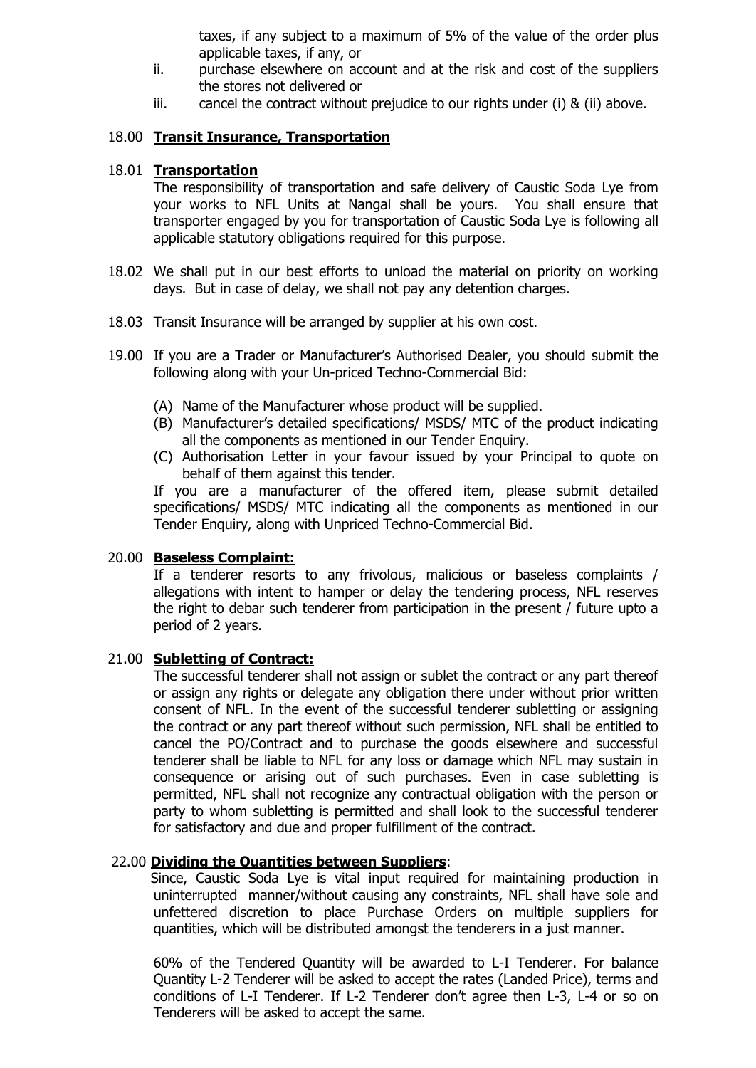taxes, if any subject to a maximum of 5% of the value of the order plus applicable taxes, if any, or

ii. purchase elsewhere on account and at the risk and cost of the suppliers the stores not delivered or

iii. cancel the contract without prejudice to our rights under (i) & (ii) above.

## 18.00 **Transit Insurance, Transportation**

### 18.01 **Transportation**

The responsibility of transportation and safe delivery of Caustic Soda Lye from your works to NFL Units at Nangal shall be yours. You shall ensure that transporter engaged by you for transportation of Caustic Soda Lye is following all applicable statutory obligations required for this purpose.

18.02 We shall put in our best efforts to unload the material on priority on working days. But in case of delay, we shall not pay any detention charges.

18.03 Transit Insurance will be arranged by supplier at his own cost.

19.00 If you are a Trader or Manufacturer's Authorised Dealer, you should submit the following along with your Un-priced Techno-Commercial Bid:

(A) Name of the Manufacturer whose product will be supplied.

(B) Manufacturer's detailed specifications/ MSDS/ MTC of the product indicating all the components as mentioned in our Tender Enquiry.

(C) Authorisation Letter in your favour issued by your Principal to quote on behalf of them against this tender.

If you are a manufacturer of the offered item, please submit detailed specifications/ MSDS/ MTC indicating all the components as mentioned in our Tender Enquiry, along with Unpriced Techno-Commercial Bid.

## 20.00 **Baseless Complaint:**

If a tenderer resorts to any frivolous, malicious or baseless complaints / allegations with intent to hamper or delay the tendering process, NFL reserves the right to debar such tenderer from participation in the present / future upto a period of 2 years.

## 21.00 **Subletting of Contract:**

The successful tenderer shall not assign or sublet the contract or any part thereof or assign any rights or delegate any obligation there under without prior written consent of NFL. In the event of the successful tenderer subletting or assigning the contract or any part thereof without such permission, NFL shall be entitled to cancel the PO/Contract and to purchase the goods elsewhere and successful tenderer shall be liable to NFL for any loss or damage which NFL may sustain in consequence or arising out of such purchases. Even in case subletting is permitted, NFL shall not recognize any contractual obligation with the person or party to whom subletting is permitted and shall look to the successful tenderer for satisfactory and due and proper fulfillment of the contract.

## 22.00 **Dividing the Quantities between Suppliers**:

Since, Caustic Soda Lye is vital input required for maintaining production in uninterrupted manner/without causing any constraints, NFL shall have sole and unfettered discretion to place Purchase Orders on multiple suppliers for quantities, which will be distributed amongst the tenderers in a just manner.

60% of the Tendered Quantity will be awarded to L-I Tenderer. For balance Quantity L-2 Tenderer will be asked to accept the rates (Landed Price), terms and conditions of L-I Tenderer. If L-2 Tenderer don't agree then L-3, L-4 or so on Tenderers will be asked to accept the same.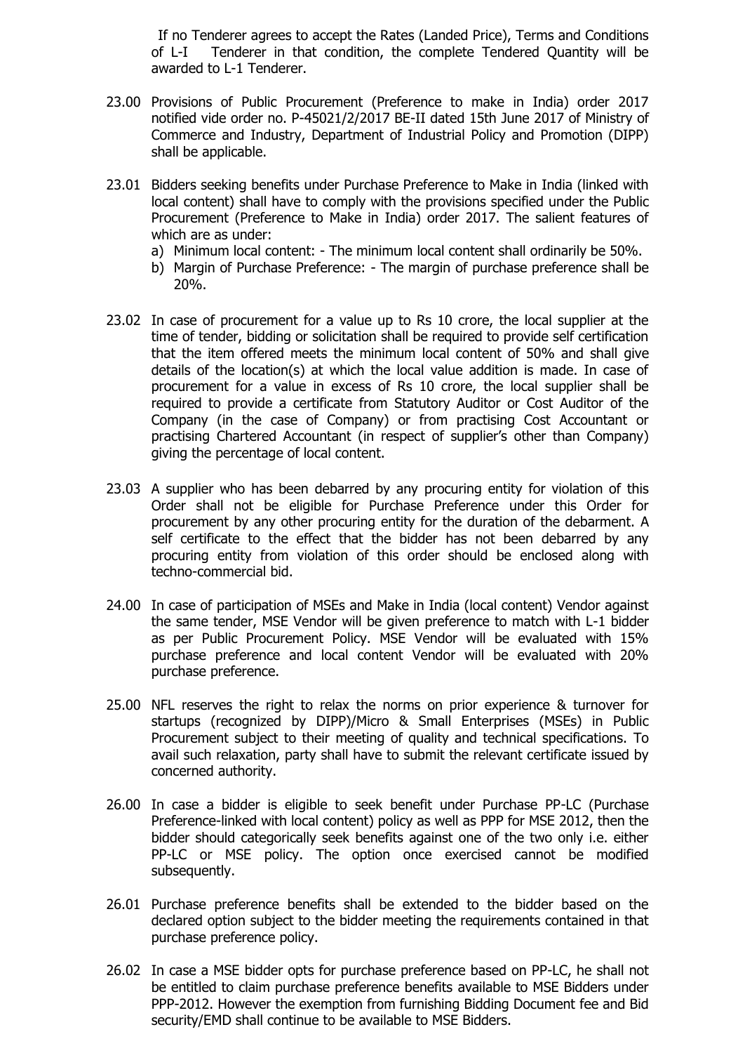If no Tenderer agrees to accept the Rates (Landed Price), Terms and Conditions of L-I Tenderer in that condition, the complete Tendered Quantity will be awarded to L-1 Tenderer.

23.00 Provisions of Public Procurement (Preference to make in India) order 2017 notified vide order no. P-45021/2/2017 BE-II dated 15th June 2017 of Ministry of Commerce and Industry, Department of Industrial Policy and Promotion (DIPP) shall be applicable.

23.01 Bidders seeking benefits under Purchase Preference to Make in India (linked with local content) shall have to comply with the provisions specified under the Public Procurement (Preference to Make in India) order 2017. The salient features of which are as under:

a) Minimum local content: - The minimum local content shall ordinarily be 50%.
b) Margin of Purchase Preference: - The margin of purchase preference shall be 20%.

23.02 In case of procurement for a value up to Rs 10 crore, the local supplier at the time of tender, bidding or solicitation shall be required to provide self certification that the item offered meets the minimum local content of 50% and shall give details of the location(s) at which the local value addition is made. In case of procurement for a value in excess of Rs 10 crore, the local supplier shall be required to provide a certificate from Statutory Auditor or Cost Auditor of the Company (in the case of Company) or from practising Cost Accountant or practising Chartered Accountant (in respect of supplier's other than Company) giving the percentage of local content.

23.03 A supplier who has been debarred by any procuring entity for violation of this Order shall not be eligible for Purchase Preference under this Order for procurement by any other procuring entity for the duration of the debarment. A self certificate to the effect that the bidder has not been debarred by any procuring entity from violation of this order should be enclosed along with techno-commercial bid.

24.00 In case of participation of MSEs and Make in India (local content) Vendor against the same tender, MSE Vendor will be given preference to match with L-1 bidder as per Public Procurement Policy. MSE Vendor will be evaluated with 15% purchase preference and local content Vendor will be evaluated with 20% purchase preference.

25.00 NFL reserves the right to relax the norms on prior experience & turnover for startups (recognized by DIPP)/Micro & Small Enterprises (MSEs) in Public Procurement subject to their meeting of quality and technical specifications. To avail such relaxation, party shall have to submit the relevant certificate issued by concerned authority.

26.00 In case a bidder is eligible to seek benefit under Purchase PP-LC (Purchase Preference-linked with local content) policy as well as PPP for MSE 2012, then the bidder should categorically seek benefits against one of the two only i.e. either PP-LC or MSE policy. The option once exercised cannot be modified subsequently.

26.01 Purchase preference benefits shall be extended to the bidder based on the declared option subject to the bidder meeting the requirements contained in that purchase preference policy.

26.02 In case a MSE bidder opts for purchase preference based on PP-LC, he shall not be entitled to claim purchase preference benefits available to MSE Bidders under PPP-2012. However the exemption from furnishing Bidding Document fee and Bid security/EMD shall continue to be available to MSE Bidders.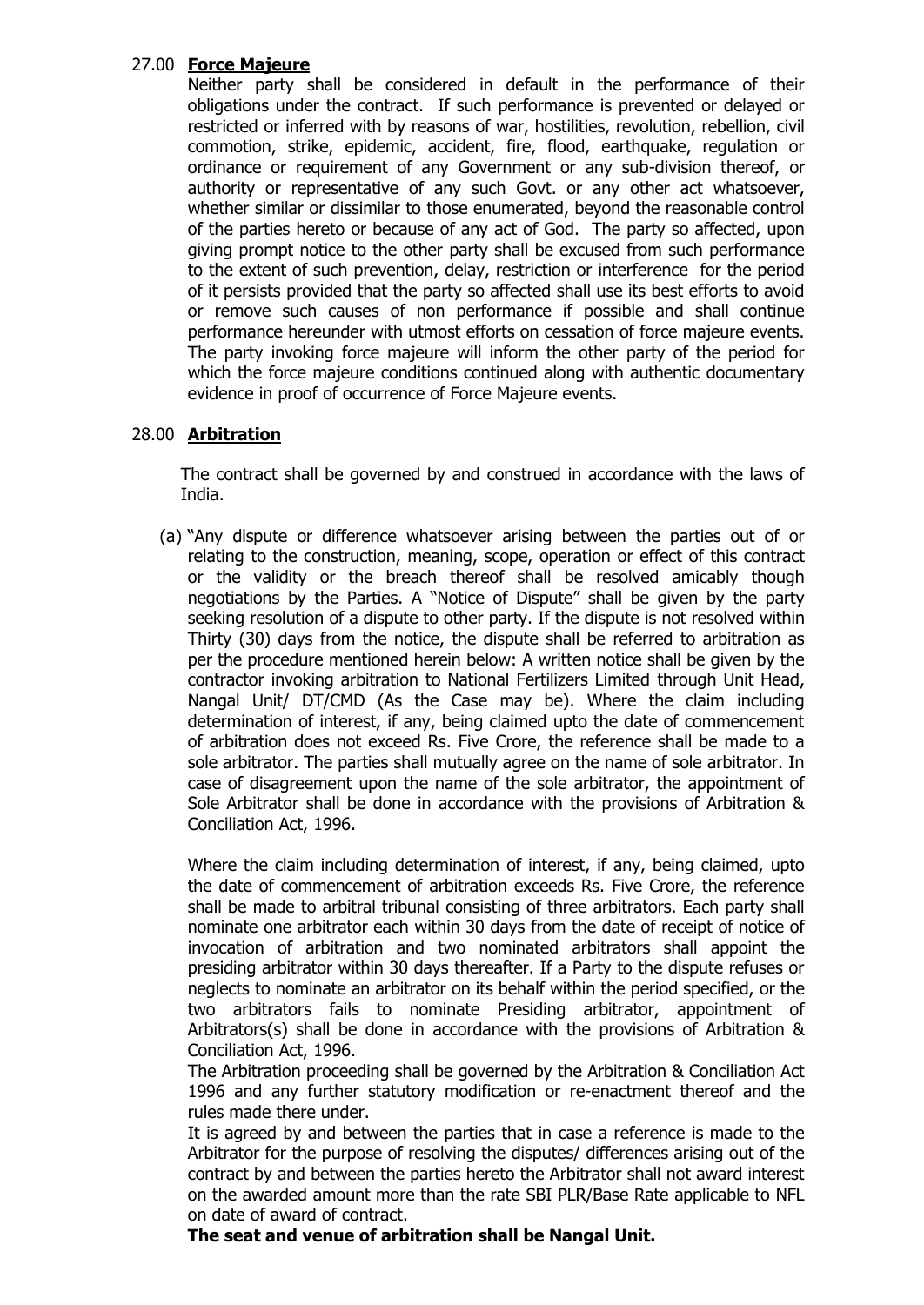## 27.00 **Force Majeure**

Neither party shall be considered in default in the performance of their obligations under the contract. If such performance is prevented or delayed or restricted or inferred with by reasons of war, hostilities, revolution, rebellion, civil commotion, strike, epidemic, accident, fire, flood, earthquake, regulation or ordinance or requirement of any Government or any sub-division thereof, or authority or representative of any such Govt. or any other act whatsoever, whether similar or dissimilar to those enumerated, beyond the reasonable control of the parties hereto or because of any act of God. The party so affected, upon giving prompt notice to the other party shall be excused from such performance to the extent of such prevention, delay, restriction or interference for the period of it persists provided that the party so affected shall use its best efforts to avoid or remove such causes of non performance if possible and shall continue performance hereunder with utmost efforts on cessation of force majeure events. The party invoking force majeure will inform the other party of the period for which the force majeure conditions continued along with authentic documentary evidence in proof of occurrence of Force Majeure events.

## 28.00 **Arbitration**

The contract shall be governed by and construed in accordance with the laws of India.

(a) "Any dispute or difference whatsoever arising between the parties out of or relating to the construction, meaning, scope, operation or effect of this contract or the validity or the breach thereof shall be resolved amicably though negotiations by the Parties. A "Notice of Dispute" shall be given by the party seeking resolution of a dispute to other party. If the dispute is not resolved within Thirty (30) days from the notice, the dispute shall be referred to arbitration as per the procedure mentioned herein below: A written notice shall be given by the contractor invoking arbitration to National Fertilizers Limited through Unit Head, Nangal Unit/ DT/CMD (As the Case may be). Where the claim including determination of interest, if any, being claimed upto the date of commencement of arbitration does not exceed Rs. Five Crore, the reference shall be made to a sole arbitrator. The parties shall mutually agree on the name of sole arbitrator. In case of disagreement upon the name of the sole arbitrator, the appointment of Sole Arbitrator shall be done in accordance with the provisions of Arbitration & Conciliation Act, 1996.

Where the claim including determination of interest, if any, being claimed, upto the date of commencement of arbitration exceeds Rs. Five Crore, the reference shall be made to arbitral tribunal consisting of three arbitrators. Each party shall nominate one arbitrator each within 30 days from the date of receipt of notice of invocation of arbitration and two nominated arbitrators shall appoint the presiding arbitrator within 30 days thereafter. If a Party to the dispute refuses or neglects to nominate an arbitrator on its behalf within the period specified, or the two arbitrators fails to nominate Presiding arbitrator, appointment of Arbitrators(s) shall be done in accordance with the provisions of Arbitration & Conciliation Act, 1996.

The Arbitration proceeding shall be governed by the Arbitration & Conciliation Act 1996 and any further statutory modification or re-enactment thereof and the rules made there under.

It is agreed by and between the parties that in case a reference is made to the Arbitrator for the purpose of resolving the disputes/ differences arising out of the contract by and between the parties hereto the Arbitrator shall not award interest on the awarded amount more than the rate SBI PLR/Base Rate applicable to NFL on date of award of contract.

**The seat and venue of arbitration shall be Nangal Unit.**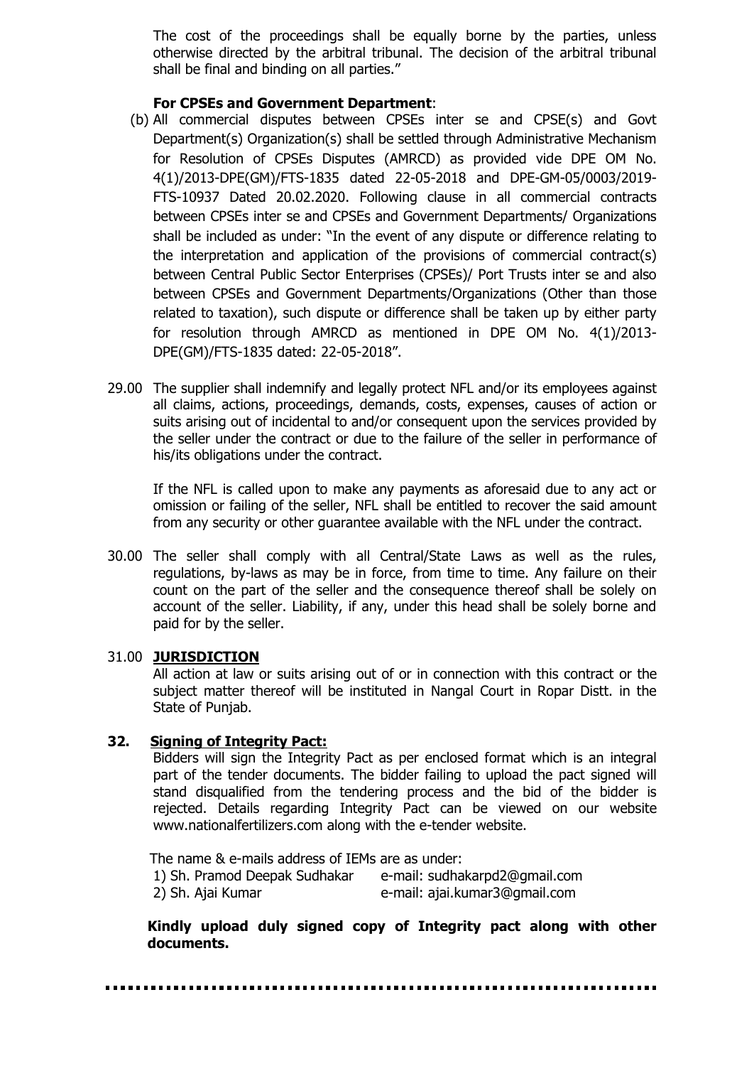The cost of the proceedings shall be equally borne by the parties, unless otherwise directed by the arbitral tribunal. The decision of the arbitral tribunal shall be final and binding on all parties."

**For CPSEs and Government Department**:

(b) All commercial disputes between CPSEs inter se and CPSE(s) and Govt Department(s) Organization(s) shall be settled through Administrative Mechanism for Resolution of CPSEs Disputes (AMRCD) as provided vide DPE OM No. 4(1)/2013-DPE(GM)/FTS-1835 dated 22-05-2018 and DPE-GM-05/0003/2019-FTS-10937 Dated 20.02.2020. Following clause in all commercial contracts between CPSEs inter se and CPSEs and Government Departments/ Organizations shall be included as under: "In the event of any dispute or difference relating to the interpretation and application of the provisions of commercial contract(s) between Central Public Sector Enterprises (CPSEs)/ Port Trusts inter se and also between CPSEs and Government Departments/Organizations (Other than those related to taxation), such dispute or difference shall be taken up by either party for resolution through AMRCD as mentioned in DPE OM No. 4(1)/2013-DPE(GM)/FTS-1835 dated: 22-05-2018".

29.00 The supplier shall indemnify and legally protect NFL and/or its employees against all claims, actions, proceedings, demands, costs, expenses, causes of action or suits arising out of incidental to and/or consequent upon the services provided by the seller under the contract or due to the failure of the seller in performance of his/its obligations under the contract.

If the NFL is called upon to make any payments as aforesaid due to any act or omission or failing of the seller, NFL shall be entitled to recover the said amount from any security or other guarantee available with the NFL under the contract.

30.00 The seller shall comply with all Central/State Laws as well as the rules, regulations, by-laws as may be in force, from time to time. Any failure on their count on the part of the seller and the consequence thereof shall be solely on account of the seller. Liability, if any, under this head shall be solely borne and paid for by the seller.

31.00 **JURISDICTION**

All action at law or suits arising out of or in connection with this contract or the subject matter thereof will be instituted in Nangal Court in Ropar Distt. in the State of Punjab.

**32. Signing of Integrity Pact:**

Bidders will sign the Integrity Pact as per enclosed format which is an integral part of the tender documents. The bidder failing to upload the pact signed will stand disqualified from the tendering process and the bid of the bidder is rejected. Details regarding Integrity Pact can be viewed on our website www.nationalfertilizers.com along with the e-tender website.

The name & e-mails address of IEMs are as under:

1) Sh. Pramod Deepak Sudhakar e-mail: sudhakarpd2@gmail.com
2) Sh. Ajai Kumar e-mail: ajai.kumar3@gmail.com

**Kindly upload duly signed copy of Integrity pact along with other documents.**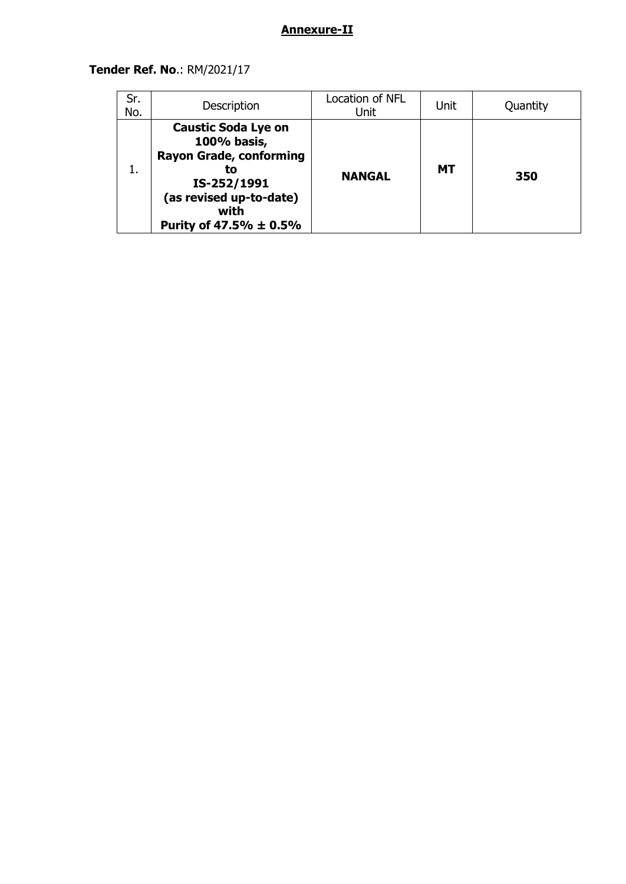## Annexure-II

**Tender Ref. No**.: RM/2021/17

| Sr. No. | Description | Location of NFL Unit | Unit | Quantity |
|---|---|---|---|---|
| 1. | **Caustic Soda Lye on 100% basis, Rayon Grade, conforming to IS-252/1991 (as revised up-to-date) with Purity of 47.5% ± 0.5%** | **NANGAL** | **MT** | **350** |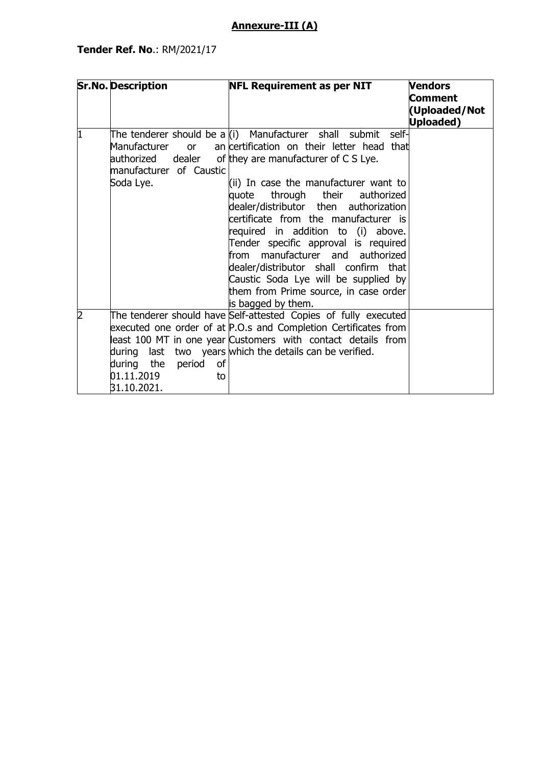## **Annexure-III (A)**

**Tender Ref. No**.: RM/2021/17

| Sr.No. | Description | NFL Requirement as per NIT | Vendors Comment (Uploaded/Not Uploaded) |
|---|---|---|---|
| 1 | The tenderer should be a Manufacturer or an authorized dealer of manufacturer of Caustic Soda Lye. | (i) Manufacturer shall submit self-certification on their letter head that they are manufacturer of C S Lye.<br><br>(ii) In case the manufacturer want to quote through their authorized dealer/distributor then authorization certificate from the manufacturer is required in addition to (i) above. Tender specific approval is required from manufacturer and authorized dealer/distributor shall confirm that Caustic Soda Lye will be supplied by them from Prime source, in case order is bagged by them. | |
| 2 | The tenderer should have executed one order of at least 100 MT in one year during last two years during the period of 01.11.2019 to 31.10.2021. | Self-attested Copies of fully executed P.O.s and Completion Certificates from Customers with contact details from which the details can be verified. | |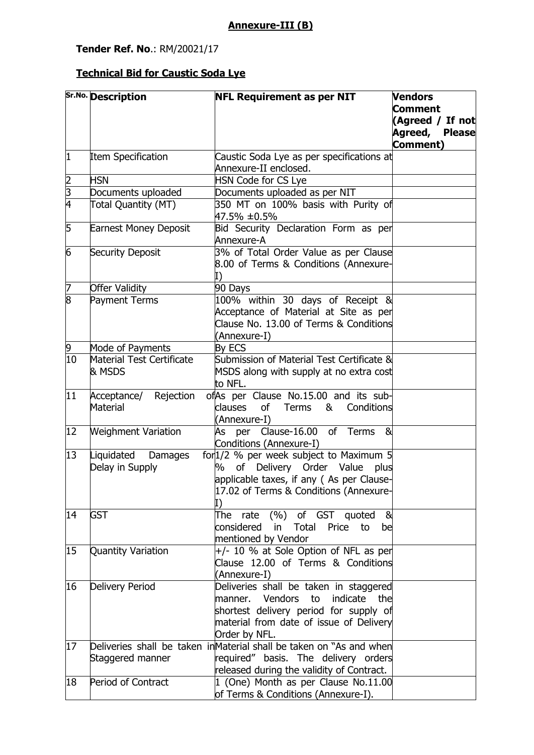## **Annexure-III (B)**

**Tender Ref. No**.: RM/20021/17

**Technical Bid for Caustic Soda Lye**

| Sr.No. | Description | NFL Requirement as per NIT | Vendors Comment (Agreed / If not Agreed, Please Comment) |
|---|---|---|---|
| 1 | Item Specification | Caustic Soda Lye as per specifications at Annexure-II enclosed. | |
| 2 | HSN | HSN Code for CS Lye | |
| 3 | Documents uploaded | Documents uploaded as per NIT | |
| 4 | Total Quantity (MT) | 350 MT on 100% basis with Purity of 47.5% ±0.5% | |
| 5 | Earnest Money Deposit | Bid Security Declaration Form as per Annexure-A | |
| 6 | Security Deposit | 3% of Total Order Value as per Clause 8.00 of Terms & Conditions (Annexure-I) | |
| 7 | Offer Validity | 90 Days | |
| 8 | Payment Terms | 100% within 30 days of Receipt & Acceptance of Material at Site as per Clause No. 13.00 of Terms & Conditions (Annexure-I) | |
| 9 | Mode of Payments | By ECS | |
| 10 | Material Test Certificate & MSDS | Submission of Material Test Certificate & MSDS along with supply at no extra cost to NFL. | |
| 11 | Acceptance/ Rejection of Material | As per Clause No.15.00 and its sub-clauses of Terms & Conditions (Annexure-I) | |
| 12 | Weighment Variation | As per Clause-16.00 of Terms & Conditions (Annexure-I) | |
| 13 | Liquidated Damages for Delay in Supply | 1/2 % per week subject to Maximum 5 % of Delivery Order Value plus applicable taxes, if any ( As per Clause-17.02 of Terms & Conditions (Annexure-I) | |
| 14 | GST | The rate (%) of GST quoted & considered in Total Price to be mentioned by Vendor | |
| 15 | Quantity Variation | +/- 10 % at Sole Option of NFL as per Clause 12.00 of Terms & Conditions (Annexure-I) | |
| 16 | Delivery Period | Deliveries shall be taken in staggered manner. Vendors to indicate the shortest delivery period for supply of material from date of issue of Delivery Order by NFL. | |
| 17 | Deliveries shall be taken in Staggered manner | Material shall be taken on "As and when required" basis. The delivery orders released during the validity of Contract. | |
| 18 | Period of Contract | 1 (One) Month as per Clause No.11.00 of Terms & Conditions (Annexure-I). | |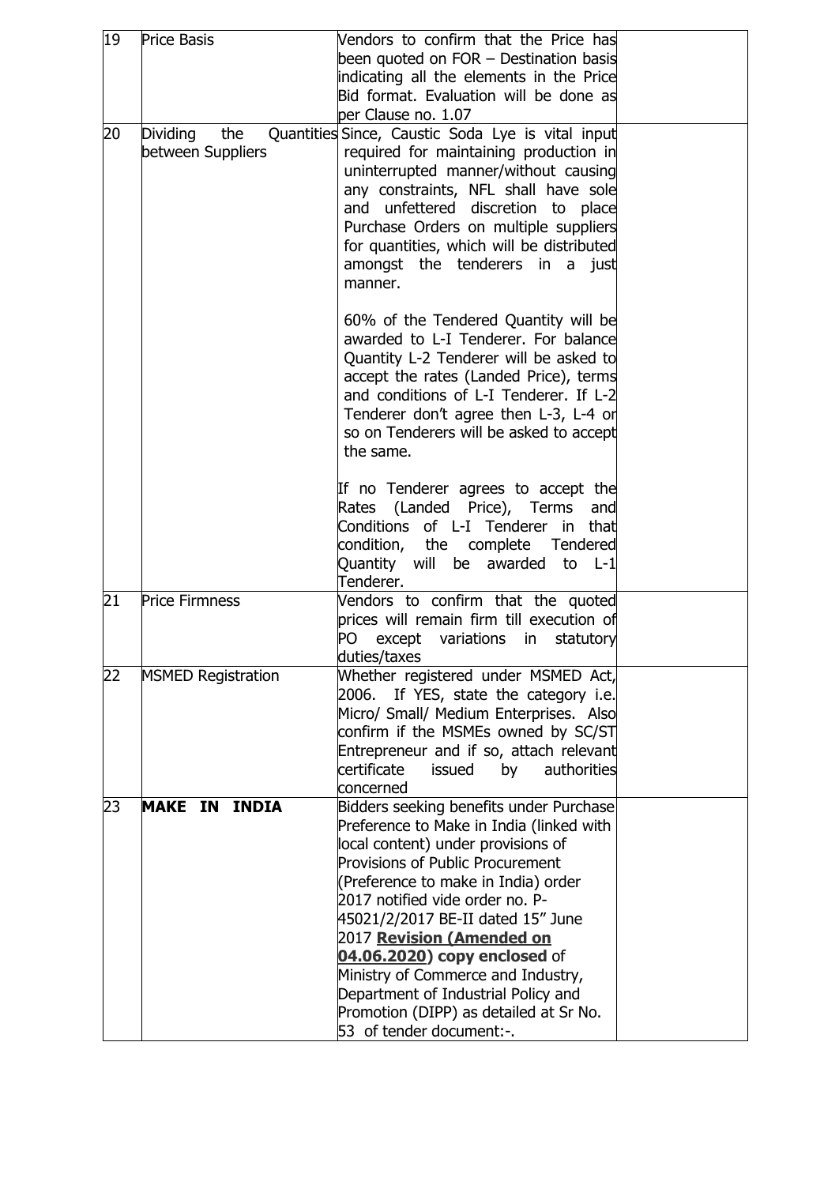| | | | |
|---|---|---|---|
| 19 | Price Basis | Vendors to confirm that the Price has been quoted on FOR – Destination basis indicating all the elements in the Price Bid format. Evaluation will be done as per Clause no. 1.07 | |
| 20 | Dividing the Quantities between Suppliers | Since, Caustic Soda Lye is vital input required for maintaining production in uninterrupted manner/without causing any constraints, NFL shall have sole and unfettered discretion to place Purchase Orders on multiple suppliers for quantities, which will be distributed amongst the tenderers in a just manner.<br><br>60% of the Tendered Quantity will be awarded to L-I Tenderer. For balance Quantity L-2 Tenderer will be asked to accept the rates (Landed Price), terms and conditions of L-I Tenderer. If L-2 Tenderer don't agree then L-3, L-4 or so on Tenderers will be asked to accept the same.<br><br>If no Tenderer agrees to accept the Rates (Landed Price), Terms and Conditions of L-I Tenderer in that condition, the complete Tendered Quantity will be awarded to L-1 Tenderer. | |
| 21 | Price Firmness | Vendors to confirm that the quoted prices will remain firm till execution of PO except variations in statutory duties/taxes | |
| 22 | MSMED Registration | Whether registered under MSMED Act, 2006. If YES, state the category i.e. Micro/ Small/ Medium Enterprises. Also confirm if the MSMEs owned by SC/ST Entrepreneur and if so, attach relevant certificate issued by authorities concerned | |
| 23 | **MAKE IN INDIA** | Bidders seeking benefits under Purchase Preference to Make in India (linked with local content) under provisions of Provisions of Public Procurement (Preference to make in India) order 2017 notified vide order no. P-45021/2/2017 BE-II dated 15" June 2017 **Revision (Amended on 04.06.2020) copy enclosed** of Ministry of Commerce and Industry, Department of Industrial Policy and Promotion (DIPP) as detailed at Sr No. 53 of tender document:-. | |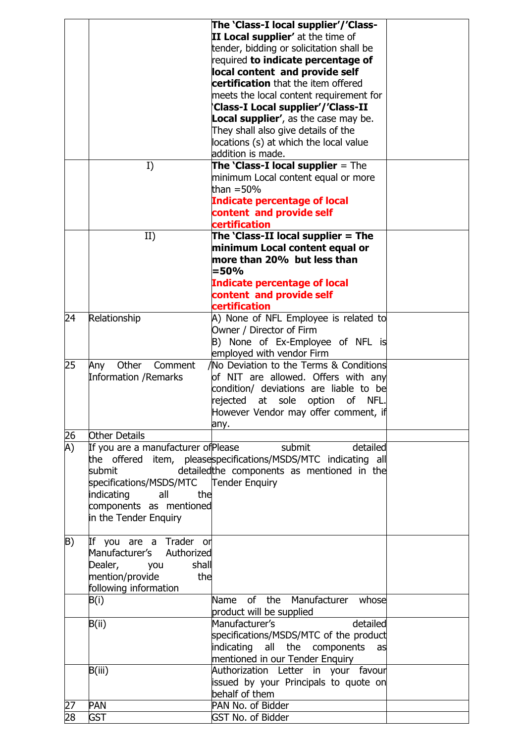| | | | |
|---|---|---|---|
| | | **The 'Class-I local supplier'/'Class-II Local supplier'** at the time of tender, bidding or solicitation shall be required **to indicate percentage of local content and provide self certification** that the item offered meets the local content requirement for **'Class-I Local supplier'/'Class-II Local supplier'**, as the case may be. They shall also give details of the locations (s) at which the local value addition is made. | |
| | I) | **The 'Class-I local supplier** = The minimum Local content equal or more than =50%<br>**Indicate percentage of local content and provide self certification** | |
| | II) | **The 'Class-II local supplier = The minimum Local content equal or more than 20% but less than =50%**<br>**Indicate percentage of local content and provide self certification** | |
| 24 | Relationship | A) None of NFL Employee is related to Owner / Director of Firm<br>B) None of Ex-Employee of NFL is employed with vendor Firm | |
| 25 | Any Other Comment /Information /Remarks | No Deviation to the Terms & Conditions of NIT are allowed. Offers with any condition/ deviations are liable to be rejected at sole option of NFL. However Vendor may offer comment, if any. | |
| 26 | Other Details | | |
| A) | If you are a manufacturer of the offered item, please submit detailed specifications/MSDS/MTC indicating all the components as mentioned in the Tender Enquiry | Please submit detailed specifications/MSDS/MTC indicating all the components as mentioned in the Tender Enquiry | |
| B) | If you are a Trader or Manufacturer's Authorized Dealer, you shall mention/provide the following information | | |
| | B(i) | Name of the Manufacturer whose product will be supplied | |
| | B(ii) | Manufacturer's detailed specifications/MSDS/MTC of the product indicating all the components as mentioned in our Tender Enquiry | |
| | B(iii) | Authorization Letter in your favour issued by your Principals to quote on behalf of them | |
| 27 | PAN | PAN No. of Bidder | |
| 28 | GST | GST No. of Bidder | |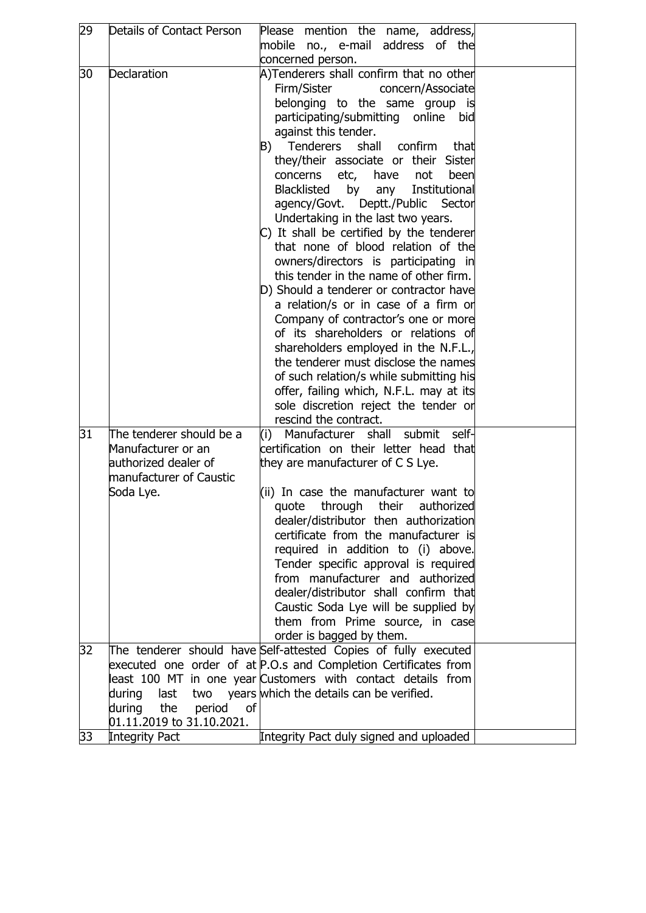| 29 | Details of Contact Person | Please mention the name, address, mobile no., e-mail address of the concerned person. | |
|---|---|---|---|
| 30 | Declaration | A)Tenderers shall confirm that no other Firm/Sister concern/Associate belonging to the same group is participating/submitting online bid against this tender.<br>B) Tenderers shall confirm that they/their associate or their Sister concerns etc, have not been Blacklisted by any Institutional agency/Govt. Deptt./Public Sector Undertaking in the last two years.<br>C) It shall be certified by the tenderer that none of blood relation of the owners/directors is participating in this tender in the name of other firm.<br>D) Should a tenderer or contractor have a relation/s or in case of a firm or Company of contractor's one or more of its shareholders or relations of shareholders employed in the N.F.L., the tenderer must disclose the names of such relation/s while submitting his offer, failing which, N.F.L. may at its sole discretion reject the tender or rescind the contract. | |
| 31 | The tenderer should be a Manufacturer or an authorized dealer of manufacturer of Caustic Soda Lye. | (i) Manufacturer shall submit self-certification on their letter head that they are manufacturer of C S Lye.<br><br>(ii) In case the manufacturer want to quote through their authorized dealer/distributor then authorization certificate from the manufacturer is required in addition to (i) above. Tender specific approval is required from manufacturer and authorized dealer/distributor shall confirm that Caustic Soda Lye will be supplied by them from Prime source, in case order is bagged by them. | |
| 32 | The tenderer should have executed one order of at least 100 MT in one year during last two years during the period of 01.11.2019 to 31.10.2021. | Self-attested Copies of fully executed P.O.s and Completion Certificates from Customers with contact details from which the details can be verified. | |
| 33 | Integrity Pact | Integrity Pact duly signed and uploaded | |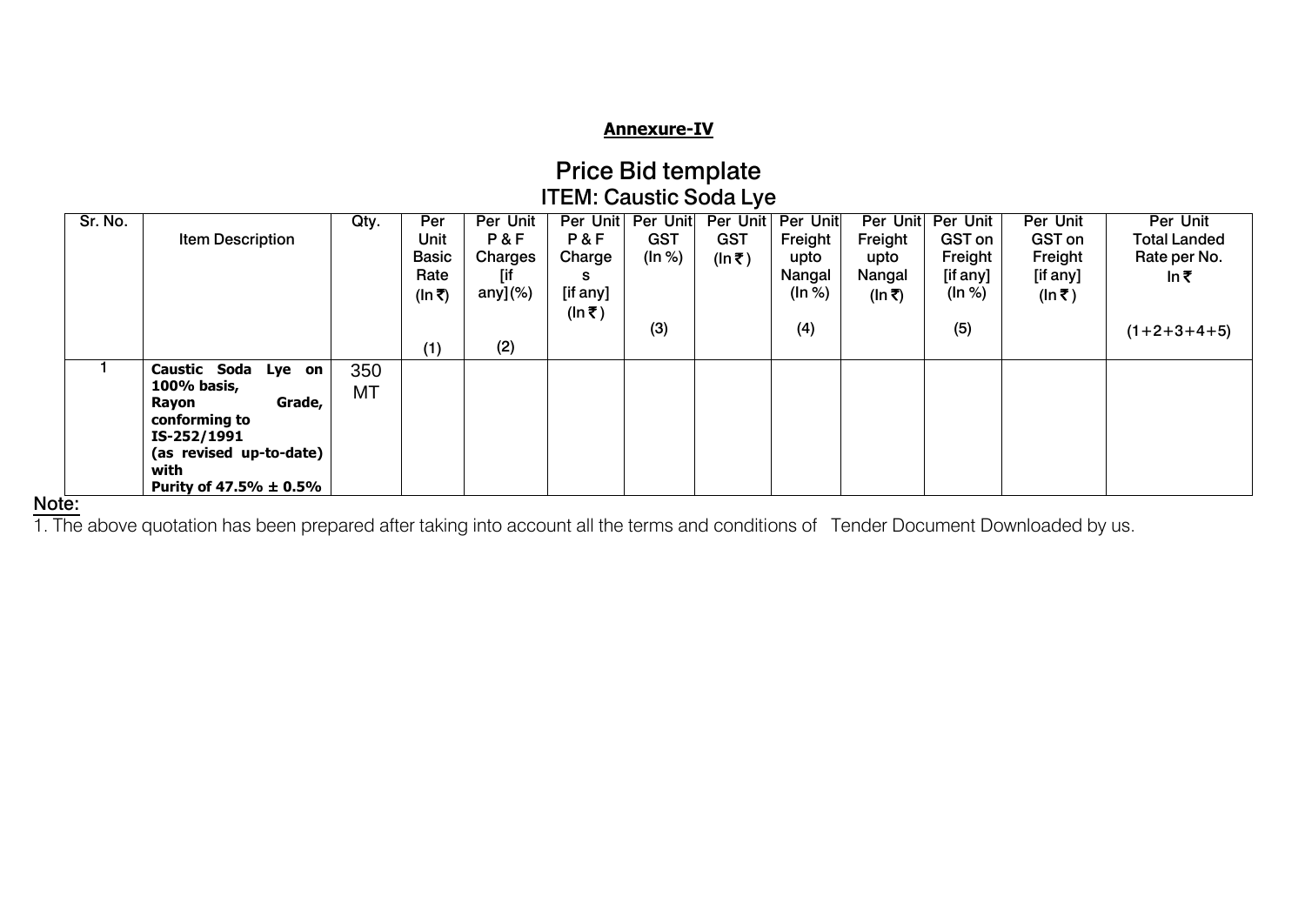**Annexure-IV**

# Price Bid template

## ITEM: Caustic Soda Lye

| Sr. No. | Item Description | Qty. | Per Unit Basic Rate (In ₹) (1) | Per Unit P & F Charges [if any](%) (2) | Per Unit P & F Charges [if any] (In ₹) | Per Unit GST (In %) (3) | Per Unit GST (In ₹) | Per Unit Freight upto Nangal (In %) (4) | Per Unit Freight upto Nangal (In ₹) | Per Unit GST on Freight [if any] (In %) (5) | Per Unit GST on Freight [if any] (In ₹) | Per Unit Total Landed Rate per No. In ₹ (1+2+3+4+5) |
|---|---|---|---|---|---|---|---|---|---|---|---|---|
| 1 | **Caustic Soda Lye on 100% basis, Rayon Grade, conforming to IS-252/1991 (as revised up-to-date) with Purity of 47.5% ± 0.5%** | 350 MT | | | | | | | | | | |

**Note:**

1. The above quotation has been prepared after taking into account all the terms and conditions of Tender Document Downloaded by us.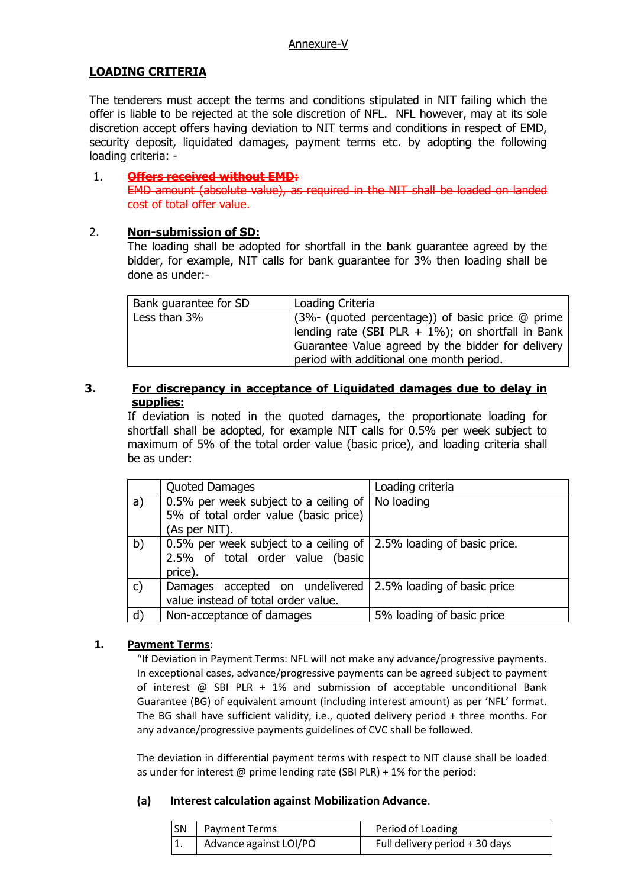Annexure-V

## LOADING CRITERIA

The tenderers must accept the terms and conditions stipulated in NIT failing which the offer is liable to be rejected at the sole discretion of NFL. NFL however, may at its sole discretion accept offers having deviation to NIT terms and conditions in respect of EMD, security deposit, liquidated damages, payment terms etc. by adopting the following loading criteria: -

1. ~~**Offers received without EMD:**~~
   ~~EMD amount (absolute value), as required in the NIT shall be loaded on landed cost of total offer value.~~

2. **Non-submission of SD:**
   The loading shall be adopted for shortfall in the bank guarantee agreed by the bidder, for example, NIT calls for bank guarantee for 3% then loading shall be done as under:-

| Bank guarantee for SD | Loading Criteria |
|---|---|
| Less than 3% | (3%- (quoted percentage)) of basic price @ prime lending rate (SBI PLR + 1%); on shortfall in Bank Guarantee Value agreed by the bidder for delivery period with additional one month period. |

3. **For discrepancy in acceptance of Liquidated damages due to delay in supplies:**
   If deviation is noted in the quoted damages, the proportionate loading for shortfall shall be adopted, for example NIT calls for 0.5% per week subject to maximum of 5% of the total order value (basic price), and loading criteria shall be as under:

| | Quoted Damages | Loading criteria |
|---|---|---|
| a) | 0.5% per week subject to a ceiling of 5% of total order value (basic price) (As per NIT). | No loading |
| b) | 0.5% per week subject to a ceiling of 2.5% of total order value (basic price). | 2.5% loading of basic price. |
| c) | Damages accepted on undelivered value instead of total order value. | 2.5% loading of basic price |
| d) | Non-acceptance of damages | 5% loading of basic price |

1. **Payment Terms**:
   "If Deviation in Payment Terms: NFL will not make any advance/progressive payments. In exceptional cases, advance/progressive payments can be agreed subject to payment of interest @ SBI PLR + 1% and submission of acceptable unconditional Bank Guarantee (BG) of equivalent amount (including interest amount) as per 'NFL' format. The BG shall have sufficient validity, i.e., quoted delivery period + three months. For any advance/progressive payments guidelines of CVC shall be followed.

   The deviation in differential payment terms with respect to NIT clause shall be loaded as under for interest @ prime lending rate (SBI PLR) + 1% for the period:

   **(a) Interest calculation against Mobilization Advance**.

| SN | Payment Terms | Period of Loading |
|---|---|---|
| 1. | Advance against LOI/PO | Full delivery period + 30 days |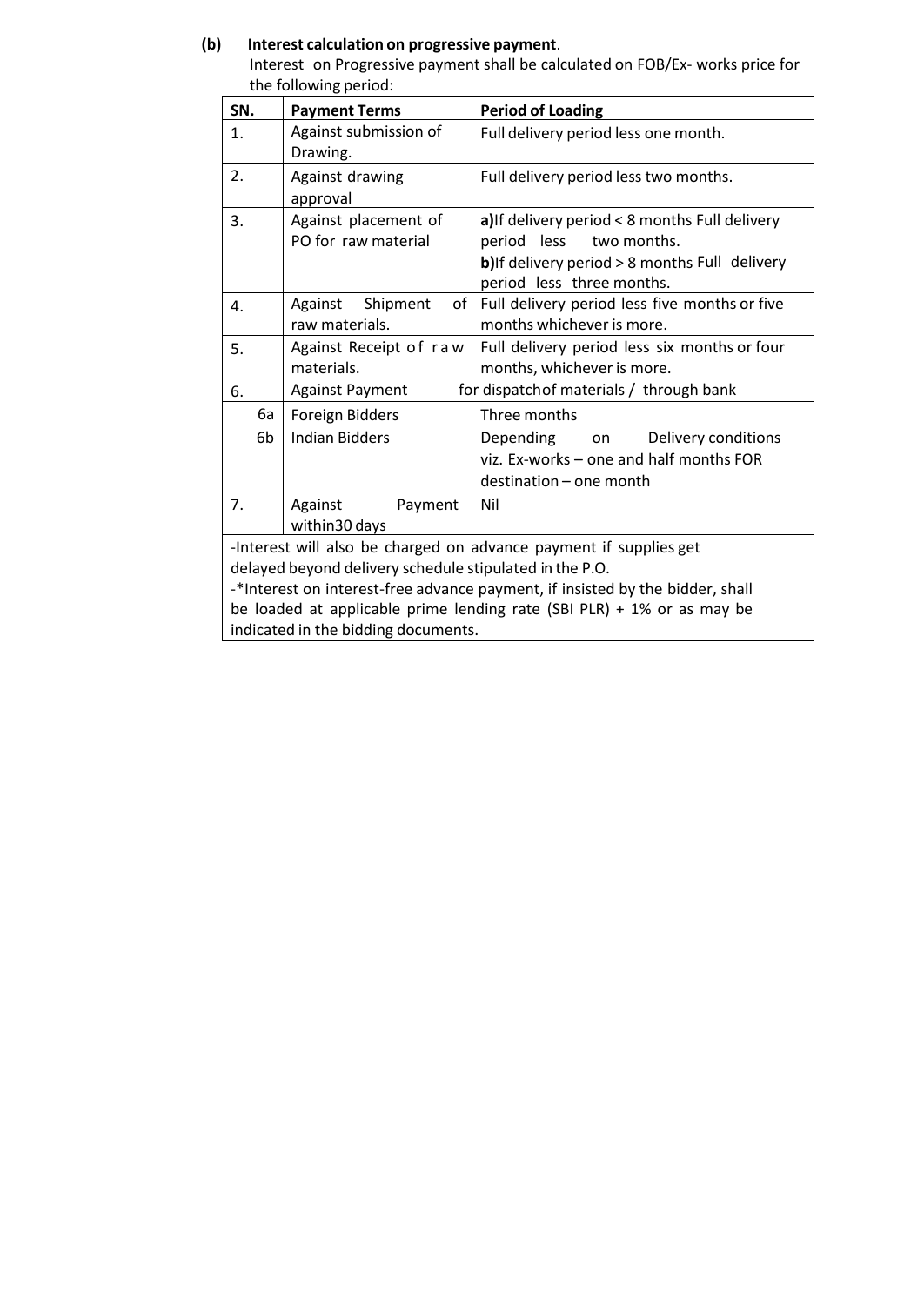**(b) Interest calculation on progressive payment**.

Interest on Progressive payment shall be calculated on FOB/Ex- works price for the following period:

| SN. | Payment Terms | Period of Loading |
| --- | --- | --- |
| 1. | Against submission of Drawing. | Full delivery period less one month. |
| 2. | Against drawing approval | Full delivery period less two months. |
| 3. | Against placement of PO for raw material | **a)** If delivery period < 8 months Full delivery period less two months.<br>**b)** If delivery period > 8 months Full delivery period less three months. |
| 4. | Against Shipment of raw materials. | Full delivery period less five months or five months whichever is more. |
| 5. | Against Receipt of raw materials. | Full delivery period less six months or four months, whichever is more. |
| 6. | Against Payment for dispatch of materials / through bank | |
| 6a | Foreign Bidders | Three months |
| 6b | Indian Bidders | Depending on Delivery conditions viz. Ex-works – one and half months FOR destination – one month |
| 7. | Against Payment within30 days | Nil |

-Interest will also be charged on advance payment if supplies get delayed beyond delivery schedule stipulated in the P.O.

-*Interest on interest-free advance payment, if insisted by the bidder, shall be loaded at applicable prime lending rate (SBI PLR) + 1% or as may be indicated in the bidding documents.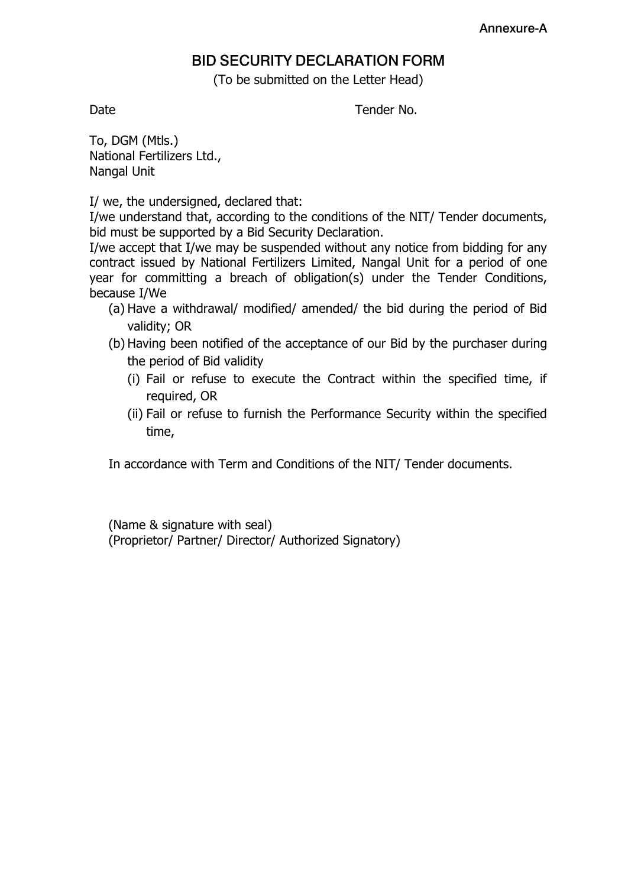Annexure-A

# BID SECURITY DECLARATION FORM

(To be submitted on the Letter Head)

Date Tender No.

To, DGM (Mtls.)
National Fertilizers Ltd.,
Nangal Unit

I/ we, the undersigned, declared that:

I/we understand that, according to the conditions of the NIT/ Tender documents, bid must be supported by a Bid Security Declaration.

I/we accept that I/we may be suspended without any notice from bidding for any contract issued by National Fertilizers Limited, Nangal Unit for a period of one year for committing a breach of obligation(s) under the Tender Conditions, because I/We

(a) Have a withdrawal/ modified/ amended/ the bid during the period of Bid validity; OR
(b) Having been notified of the acceptance of our Bid by the purchaser during the period of Bid validity
    (i) Fail or refuse to execute the Contract within the specified time, if required, OR
    (ii) Fail or refuse to furnish the Performance Security within the specified time,

In accordance with Term and Conditions of the NIT/ Tender documents.

(Name & signature with seal)
(Proprietor/ Partner/ Director/ Authorized Signatory)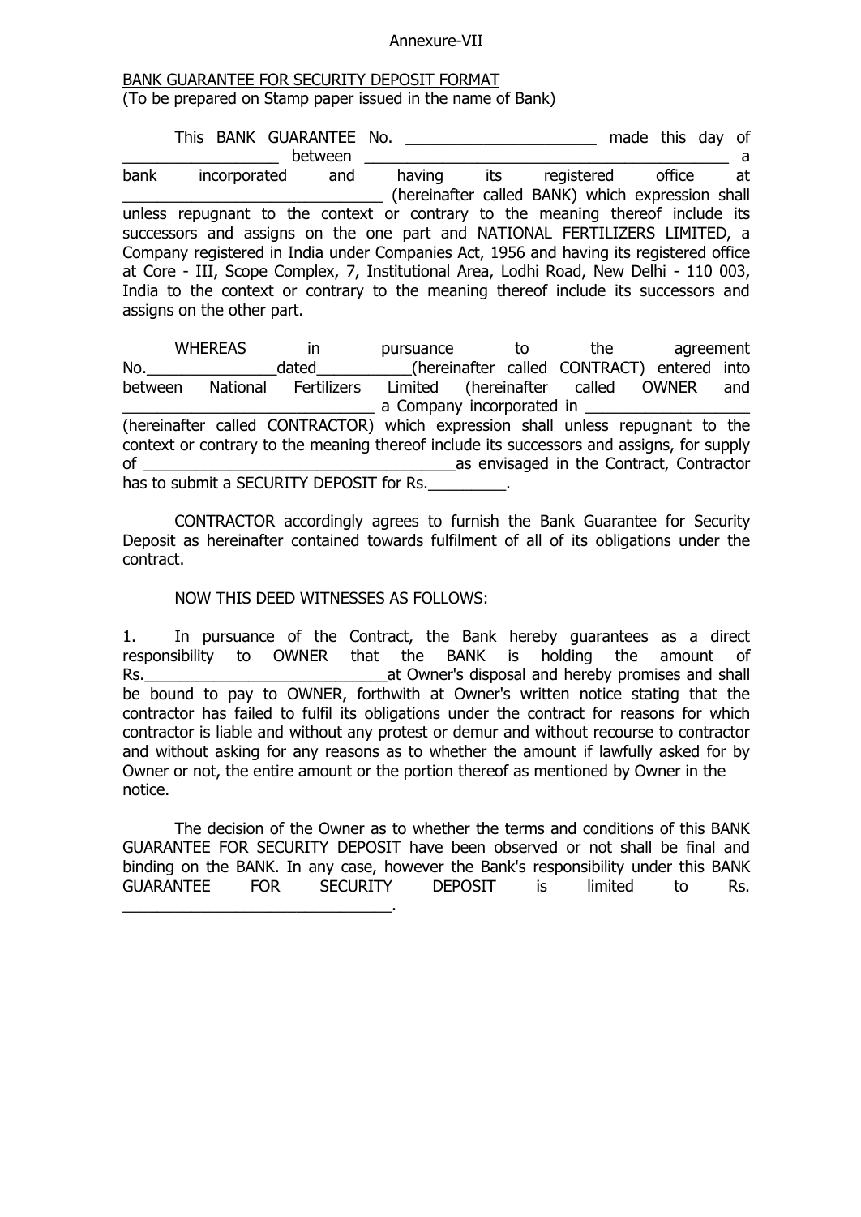Annexure-VII

BANK GUARANTEE FOR SECURITY DEPOSIT FORMAT
(To be prepared on Stamp paper issued in the name of Bank)

This BANK GUARANTEE No. ______________________ made this day of __________________ between ________________________________________ a bank incorporated and having its registered office at ______________________________ (hereinafter called BANK) which expression shall unless repugnant to the context or contrary to the meaning thereof include its successors and assigns on the one part and NATIONAL FERTILIZERS LIMITED, a Company registered in India under Companies Act, 1956 and having its registered office at Core - III, Scope Complex, 7, Institutional Area, Lodhi Road, New Delhi - 110 003, India to the context or contrary to the meaning thereof include its successors and assigns on the other part.

WHEREAS in pursuance to the agreement No.________________dated___________(hereinafter called CONTRACT) entered into between National Fertilizers Limited (hereinafter called OWNER and ______________________________ a Company incorporated in ___________________ (hereinafter called CONTRACTOR) which expression shall unless repugnant to the context or contrary to the meaning thereof include its successors and assigns, for supply of _____________________________________as envisaged in the Contract, Contractor has to submit a SECURITY DEPOSIT for Rs._________.

CONTRACTOR accordingly agrees to furnish the Bank Guarantee for Security Deposit as hereinafter contained towards fulfilment of all of its obligations under the contract.

NOW THIS DEED WITNESSES AS FOLLOWS:

1. In pursuance of the Contract, the Bank hereby guarantees as a direct responsibility to OWNER that the BANK is holding the amount of Rs.____________________________at Owner's disposal and hereby promises and shall be bound to pay to OWNER, forthwith at Owner's written notice stating that the contractor has failed to fulfil its obligations under the contract for reasons for which contractor is liable and without any protest or demur and without recourse to contractor and without asking for any reasons as to whether the amount if lawfully asked for by Owner or not, the entire amount or the portion thereof as mentioned by Owner in the notice.

The decision of the Owner as to whether the terms and conditions of this BANK GUARANTEE FOR SECURITY DEPOSIT have been observed or not shall be final and binding on the BANK. In any case, however the Bank's responsibility under this BANK GUARANTEE FOR SECURITY DEPOSIT is limited to Rs. _______________________________.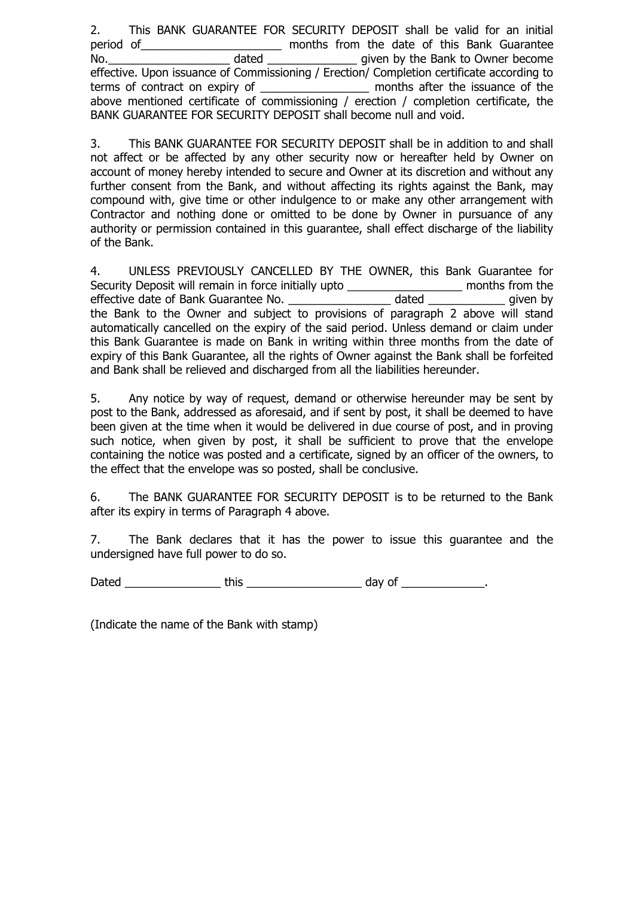2. This BANK GUARANTEE FOR SECURITY DEPOSIT shall be valid for an initial period of______________________ months from the date of this Bank Guarantee No.___________________ dated ______________ given by the Bank to Owner become effective. Upon issuance of Commissioning / Erection/ Completion certificate according to terms of contract on expiry of _________________ months after the issuance of the above mentioned certificate of commissioning / erection / completion certificate, the BANK GUARANTEE FOR SECURITY DEPOSIT shall become null and void.

3. This BANK GUARANTEE FOR SECURITY DEPOSIT shall be in addition to and shall not affect or be affected by any other security now or hereafter held by Owner on account of money hereby intended to secure and Owner at its discretion and without any further consent from the Bank, and without affecting its rights against the Bank, may compound with, give time or other indulgence to or make any other arrangement with Contractor and nothing done or omitted to be done by Owner in pursuance of any authority or permission contained in this guarantee, shall effect discharge of the liability of the Bank.

4. UNLESS PREVIOUSLY CANCELLED BY THE OWNER, this Bank Guarantee for Security Deposit will remain in force initially upto __________________ months from the effective date of Bank Guarantee No. ________________ dated ____________ given by the Bank to the Owner and subject to provisions of paragraph 2 above will stand automatically cancelled on the expiry of the said period. Unless demand or claim under this Bank Guarantee is made on Bank in writing within three months from the date of expiry of this Bank Guarantee, all the rights of Owner against the Bank shall be forfeited and Bank shall be relieved and discharged from all the liabilities hereunder.

5. Any notice by way of request, demand or otherwise hereunder may be sent by post to the Bank, addressed as aforesaid, and if sent by post, it shall be deemed to have been given at the time when it would be delivered in due course of post, and in proving such notice, when given by post, it shall be sufficient to prove that the envelope containing the notice was posted and a certificate, signed by an officer of the owners, to the effect that the envelope was so posted, shall be conclusive.

6. The BANK GUARANTEE FOR SECURITY DEPOSIT is to be returned to the Bank after its expiry in terms of Paragraph 4 above.

7. The Bank declares that it has the power to issue this guarantee and the undersigned have full power to do so.

Dated _______________ this __________________ day of _____________.

(Indicate the name of the Bank with stamp)